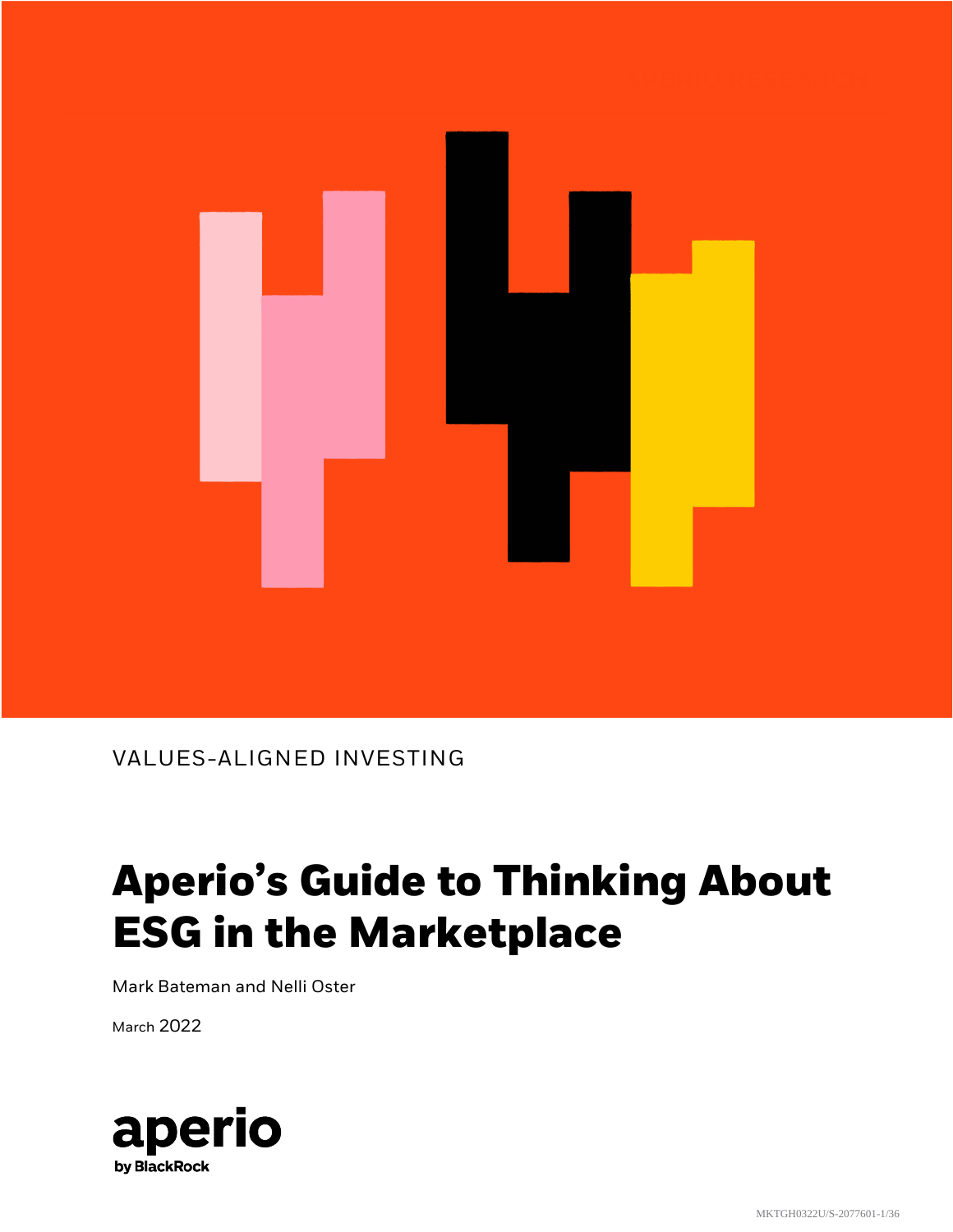VALUES-ALIGNED INVESTING

# Aperio's Guide to Thinking About ESG in the Marketplace

Mark Bateman and Nelli Oster

March 2022

aperio
by BlackRock

MKTGH0322U/S-2077601-1/36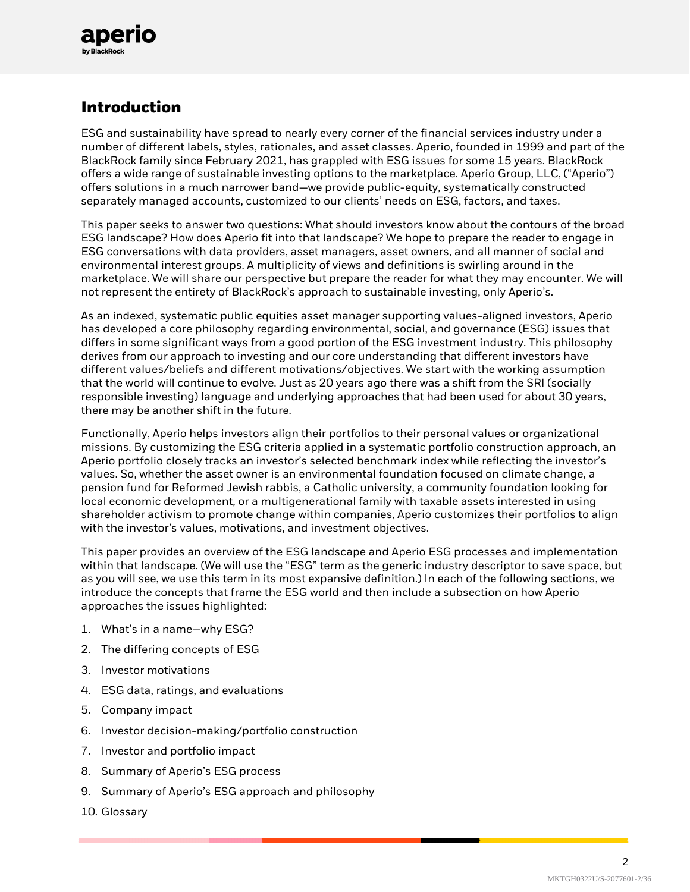## Introduction

ESG and sustainability have spread to nearly every corner of the financial services industry under a number of different labels, styles, rationales, and asset classes. Aperio, founded in 1999 and part of the BlackRock family since February 2021, has grappled with ESG issues for some 15 years. BlackRock offers a wide range of sustainable investing options to the marketplace. Aperio Group, LLC, ("Aperio") offers solutions in a much narrower band—we provide public-equity, systematically constructed separately managed accounts, customized to our clients' needs on ESG, factors, and taxes.

This paper seeks to answer two questions: What should investors know about the contours of the broad ESG landscape? How does Aperio fit into that landscape? We hope to prepare the reader to engage in ESG conversations with data providers, asset managers, asset owners, and all manner of social and environmental interest groups. A multiplicity of views and definitions is swirling around in the marketplace. We will share our perspective but prepare the reader for what they may encounter. We will not represent the entirety of BlackRock's approach to sustainable investing, only Aperio's.

As an indexed, systematic public equities asset manager supporting values-aligned investors, Aperio has developed a core philosophy regarding environmental, social, and governance (ESG) issues that differs in some significant ways from a good portion of the ESG investment industry. This philosophy derives from our approach to investing and our core understanding that different investors have different values/beliefs and different motivations/objectives. We start with the working assumption that the world will continue to evolve. Just as 20 years ago there was a shift from the SRI (socially responsible investing) language and underlying approaches that had been used for about 30 years, there may be another shift in the future.

Functionally, Aperio helps investors align their portfolios to their personal values or organizational missions. By customizing the ESG criteria applied in a systematic portfolio construction approach, an Aperio portfolio closely tracks an investor's selected benchmark index while reflecting the investor's values. So, whether the asset owner is an environmental foundation focused on climate change, a pension fund for Reformed Jewish rabbis, a Catholic university, a community foundation looking for local economic development, or a multigenerational family with taxable assets interested in using shareholder activism to promote change within companies, Aperio customizes their portfolios to align with the investor's values, motivations, and investment objectives.

This paper provides an overview of the ESG landscape and Aperio ESG processes and implementation within that landscape. (We will use the "ESG" term as the generic industry descriptor to save space, but as you will see, we use this term in its most expansive definition.) In each of the following sections, we introduce the concepts that frame the ESG world and then include a subsection on how Aperio approaches the issues highlighted:

1. What's in a name—why ESG?
2. The differing concepts of ESG
3. Investor motivations
4. ESG data, ratings, and evaluations
5. Company impact
6. Investor decision-making/portfolio construction
7. Investor and portfolio impact
8. Summary of Aperio's ESG process
9. Summary of Aperio's ESG approach and philosophy
10. Glossary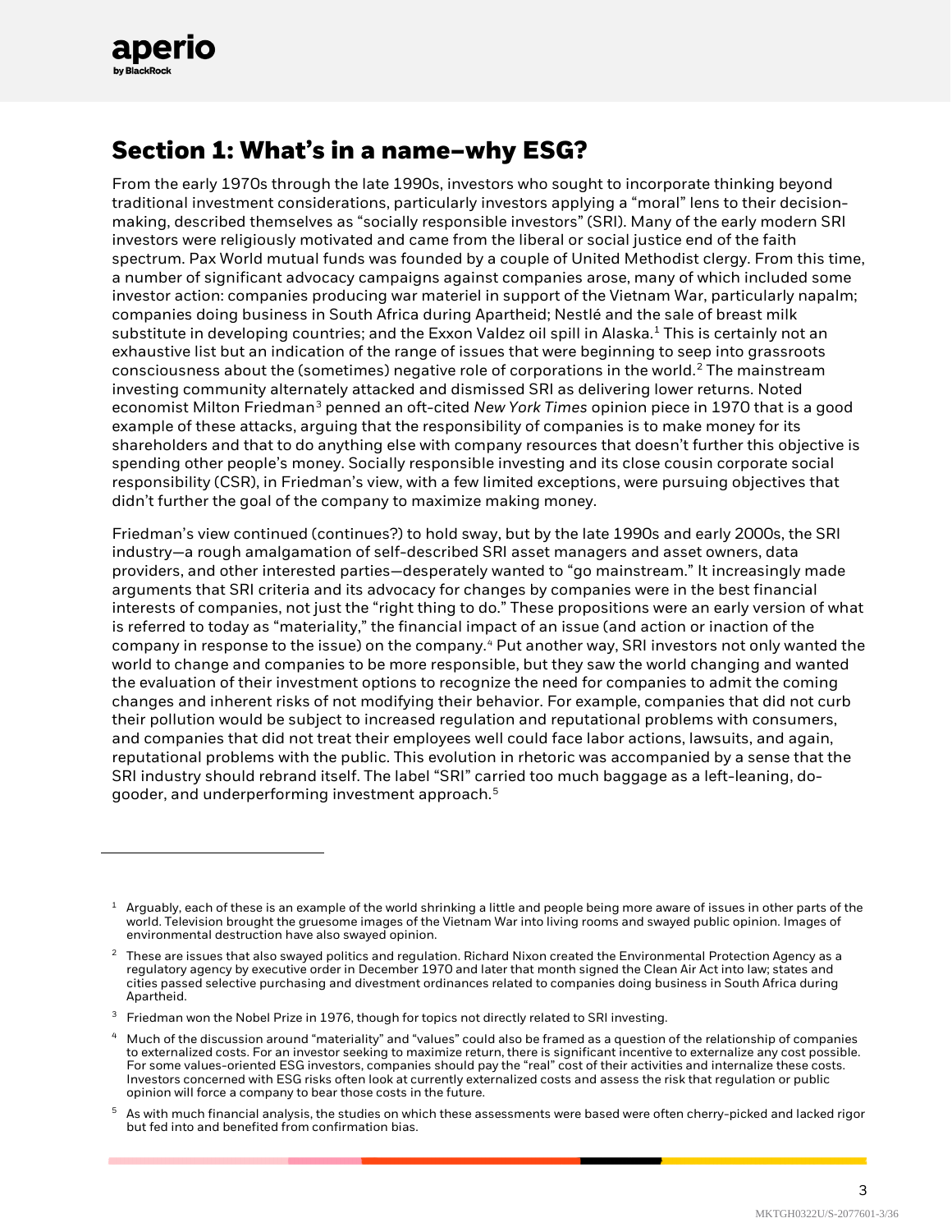## Section 1: What's in a name–why ESG?

From the early 1970s through the late 1990s, investors who sought to incorporate thinking beyond traditional investment considerations, particularly investors applying a "moral" lens to their decision-making, described themselves as "socially responsible investors" (SRI). Many of the early modern SRI investors were religiously motivated and came from the liberal or social justice end of the faith spectrum. Pax World mutual funds was founded by a couple of United Methodist clergy. From this time, a number of significant advocacy campaigns against companies arose, many of which included some investor action: companies producing war materiel in support of the Vietnam War, particularly napalm; companies doing business in South Africa during Apartheid; Nestlé and the sale of breast milk substitute in developing countries; and the Exxon Valdez oil spill in Alaska.[1] This is certainly not an exhaustive list but an indication of the range of issues that were beginning to seep into grassroots consciousness about the (sometimes) negative role of corporations in the world.[2] The mainstream investing community alternately attacked and dismissed SRI as delivering lower returns. Noted economist Milton Friedman[3] penned an oft-cited *New York Times* opinion piece in 1970 that is a good example of these attacks, arguing that the responsibility of companies is to make money for its shareholders and that to do anything else with company resources that doesn't further this objective is spending other people's money. Socially responsible investing and its close cousin corporate social responsibility (CSR), in Friedman's view, with a few limited exceptions, were pursuing objectives that didn't further the goal of the company to maximize making money.

Friedman's view continued (continues?) to hold sway, but by the late 1990s and early 2000s, the SRI industry—a rough amalgamation of self-described SRI asset managers and asset owners, data providers, and other interested parties—desperately wanted to "go mainstream." It increasingly made arguments that SRI criteria and its advocacy for changes by companies were in the best financial interests of companies, not just the "right thing to do." These propositions were an early version of what is referred to today as "materiality," the financial impact of an issue (and action or inaction of the company in response to the issue) on the company.[4] Put another way, SRI investors not only wanted the world to change and companies to be more responsible, but they saw the world changing and wanted the evaluation of their investment options to recognize the need for companies to admit the coming changes and inherent risks of not modifying their behavior. For example, companies that did not curb their pollution would be subject to increased regulation and reputational problems with consumers, and companies that did not treat their employees well could face labor actions, lawsuits, and again, reputational problems with the public. This evolution in rhetoric was accompanied by a sense that the SRI industry should rebrand itself. The label "SRI" carried too much baggage as a left-leaning, do-gooder, and underperforming investment approach.[5]

---

[1] Arguably, each of these is an example of the world shrinking a little and people being more aware of issues in other parts of the world. Television brought the gruesome images of the Vietnam War into living rooms and swayed public opinion. Images of environmental destruction have also swayed opinion.

[2] These are issues that also swayed politics and regulation. Richard Nixon created the Environmental Protection Agency as a regulatory agency by executive order in December 1970 and later that month signed the Clean Air Act into law; states and cities passed selective purchasing and divestment ordinances related to companies doing business in South Africa during Apartheid.

[3] Friedman won the Nobel Prize in 1976, though for topics not directly related to SRI investing.

[4] Much of the discussion around "materiality" and "values" could also be framed as a question of the relationship of companies to externalized costs. For an investor seeking to maximize return, there is significant incentive to externalize any cost possible. For some values-oriented ESG investors, companies should pay the "real" cost of their activities and internalize these costs. Investors concerned with ESG risks often look at currently externalized costs and assess the risk that regulation or public opinion will force a company to bear those costs in the future.

[5] As with much financial analysis, the studies on which these assessments were based were often cherry-picked and lacked rigor but fed into and benefited from confirmation bias.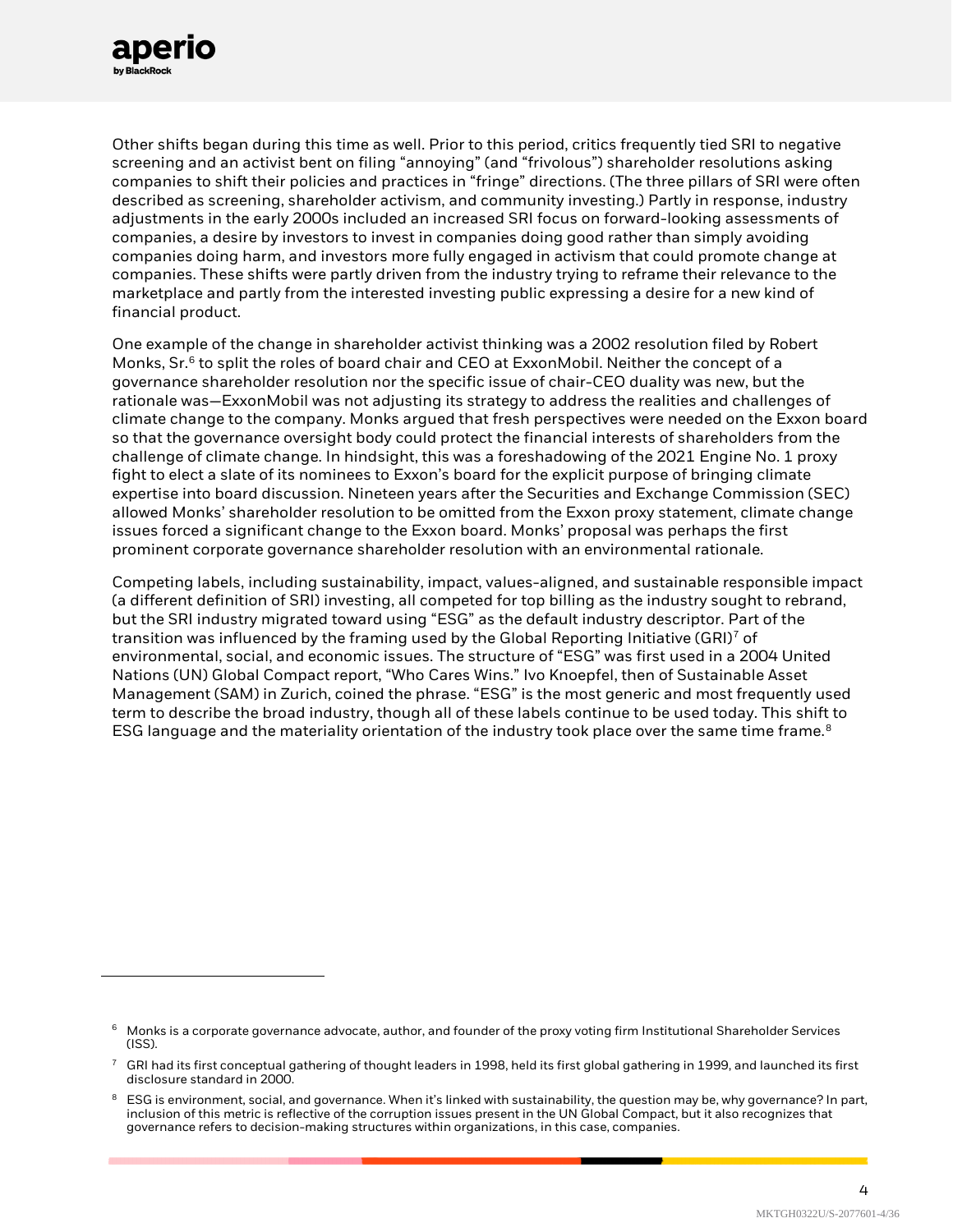Other shifts began during this time as well. Prior to this period, critics frequently tied SRI to negative screening and an activist bent on filing "annoying" (and "frivolous") shareholder resolutions asking companies to shift their policies and practices in "fringe" directions. (The three pillars of SRI were often described as screening, shareholder activism, and community investing.) Partly in response, industry adjustments in the early 2000s included an increased SRI focus on forward-looking assessments of companies, a desire by investors to invest in companies doing good rather than simply avoiding companies doing harm, and investors more fully engaged in activism that could promote change at companies. These shifts were partly driven from the industry trying to reframe their relevance to the marketplace and partly from the interested investing public expressing a desire for a new kind of financial product.

One example of the change in shareholder activist thinking was a 2002 resolution filed by Robert Monks, Sr.[6] to split the roles of board chair and CEO at ExxonMobil. Neither the concept of a governance shareholder resolution nor the specific issue of chair-CEO duality was new, but the rationale was—ExxonMobil was not adjusting its strategy to address the realities and challenges of climate change to the company. Monks argued that fresh perspectives were needed on the Exxon board so that the governance oversight body could protect the financial interests of shareholders from the challenge of climate change. In hindsight, this was a foreshadowing of the 2021 Engine No. 1 proxy fight to elect a slate of its nominees to Exxon's board for the explicit purpose of bringing climate expertise into board discussion. Nineteen years after the Securities and Exchange Commission (SEC) allowed Monks' shareholder resolution to be omitted from the Exxon proxy statement, climate change issues forced a significant change to the Exxon board. Monks' proposal was perhaps the first prominent corporate governance shareholder resolution with an environmental rationale.

Competing labels, including sustainability, impact, values-aligned, and sustainable responsible impact (a different definition of SRI) investing, all competed for top billing as the industry sought to rebrand, but the SRI industry migrated toward using "ESG" as the default industry descriptor. Part of the transition was influenced by the framing used by the Global Reporting Initiative (GRI)[7] of environmental, social, and economic issues. The structure of "ESG" was first used in a 2004 United Nations (UN) Global Compact report, "Who Cares Wins." Ivo Knoepfel, then of Sustainable Asset Management (SAM) in Zurich, coined the phrase. "ESG" is the most generic and most frequently used term to describe the broad industry, though all of these labels continue to be used today. This shift to ESG language and the materiality orientation of the industry took place over the same time frame.[8]

---

[6] Monks is a corporate governance advocate, author, and founder of the proxy voting firm Institutional Shareholder Services (ISS).

[7] GRI had its first conceptual gathering of thought leaders in 1998, held its first global gathering in 1999, and launched its first disclosure standard in 2000.

[8] ESG is environment, social, and governance. When it's linked with sustainability, the question may be, why governance? In part, inclusion of this metric is reflective of the corruption issues present in the UN Global Compact, but it also recognizes that governance refers to decision-making structures within organizations, in this case, companies.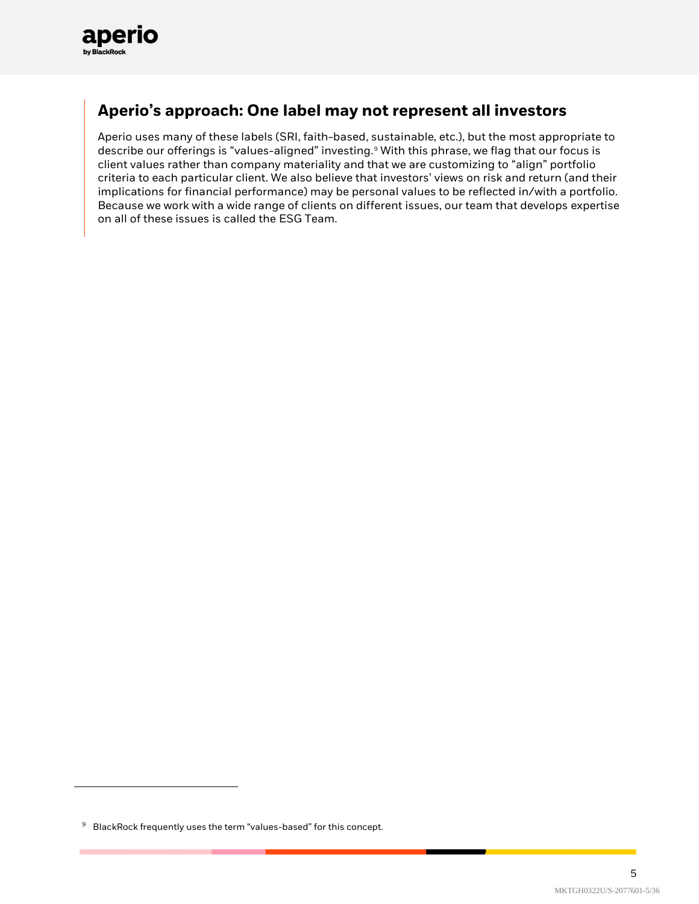## Aperio's approach: One label may not represent all investors

Aperio uses many of these labels (SRI, faith-based, sustainable, etc.), but the most appropriate to describe our offerings is "values-aligned" investing.[9] With this phrase, we flag that our focus is client values rather than company materiality and that we are customizing to "align" portfolio criteria to each particular client. We also believe that investors' views on risk and return (and their implications for financial performance) may be personal values to be reflected in/with a portfolio. Because we work with a wide range of clients on different issues, our team that develops expertise on all of these issues is called the ESG Team.

[9] BlackRock frequently uses the term "values-based" for this concept.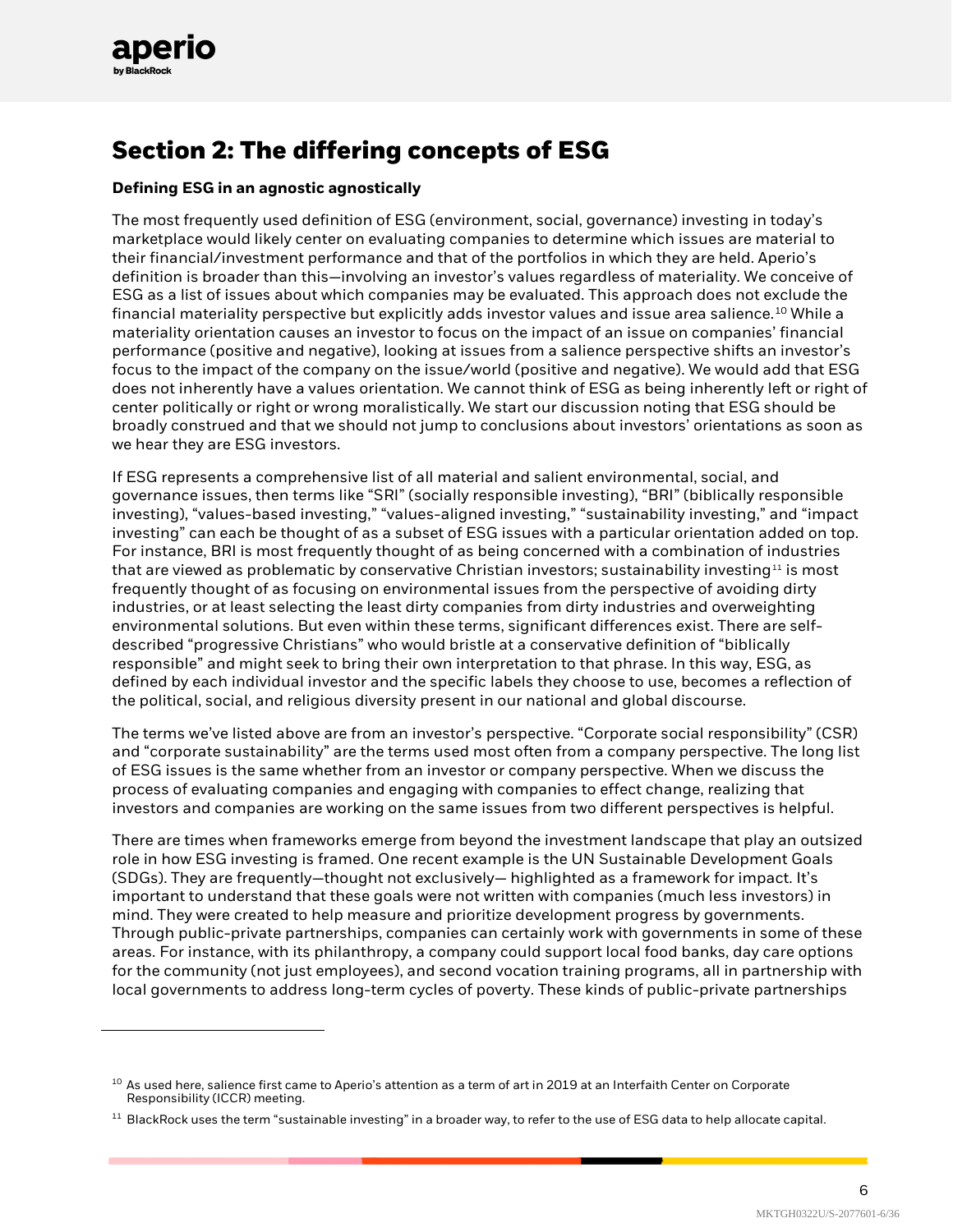# Section 2: The differing concepts of ESG

**Defining ESG in an agnostic agnostically**

The most frequently used definition of ESG (environment, social, governance) investing in today's marketplace would likely center on evaluating companies to determine which issues are material to their financial/investment performance and that of the portfolios in which they are held. Aperio's definition is broader than this—involving an investor's values regardless of materiality. We conceive of ESG as a list of issues about which companies may be evaluated. This approach does not exclude the financial materiality perspective but explicitly adds investor values and issue area salience.[10] While a materiality orientation causes an investor to focus on the impact of an issue on companies' financial performance (positive and negative), looking at issues from a salience perspective shifts an investor's focus to the impact of the company on the issue/world (positive and negative). We would add that ESG does not inherently have a values orientation. We cannot think of ESG as being inherently left or right of center politically or right or wrong moralistically. We start our discussion noting that ESG should be broadly construed and that we should not jump to conclusions about investors' orientations as soon as we hear they are ESG investors.

If ESG represents a comprehensive list of all material and salient environmental, social, and governance issues, then terms like "SRI" (socially responsible investing), "BRI" (biblically responsible investing), "values-based investing," "values-aligned investing," "sustainability investing," and "impact investing" can each be thought of as a subset of ESG issues with a particular orientation added on top. For instance, BRI is most frequently thought of as being concerned with a combination of industries that are viewed as problematic by conservative Christian investors; sustainability investing[11] is most frequently thought of as focusing on environmental issues from the perspective of avoiding dirty industries, or at least selecting the least dirty companies from dirty industries and overweighting environmental solutions. But even within these terms, significant differences exist. There are self-described "progressive Christians" who would bristle at a conservative definition of "biblically responsible" and might seek to bring their own interpretation to that phrase. In this way, ESG, as defined by each individual investor and the specific labels they choose to use, becomes a reflection of the political, social, and religious diversity present in our national and global discourse.

The terms we've listed above are from an investor's perspective. "Corporate social responsibility" (CSR) and "corporate sustainability" are the terms used most often from a company perspective. The long list of ESG issues is the same whether from an investor or company perspective. When we discuss the process of evaluating companies and engaging with companies to effect change, realizing that investors and companies are working on the same issues from two different perspectives is helpful.

There are times when frameworks emerge from beyond the investment landscape that play an outsized role in how ESG investing is framed. One recent example is the UN Sustainable Development Goals (SDGs). They are frequently—thought not exclusively— highlighted as a framework for impact. It's important to understand that these goals were not written with companies (much less investors) in mind. They were created to help measure and prioritize development progress by governments. Through public-private partnerships, companies can certainly work with governments in some of these areas. For instance, with its philanthropy, a company could support local food banks, day care options for the community (not just employees), and second vocation training programs, all in partnership with local governments to address long-term cycles of poverty. These kinds of public-private partnerships

---

[10] As used here, salience first came to Aperio's attention as a term of art in 2019 at an Interfaith Center on Corporate Responsibility (ICCR) meeting.

[11] BlackRock uses the term "sustainable investing" in a broader way, to refer to the use of ESG data to help allocate capital.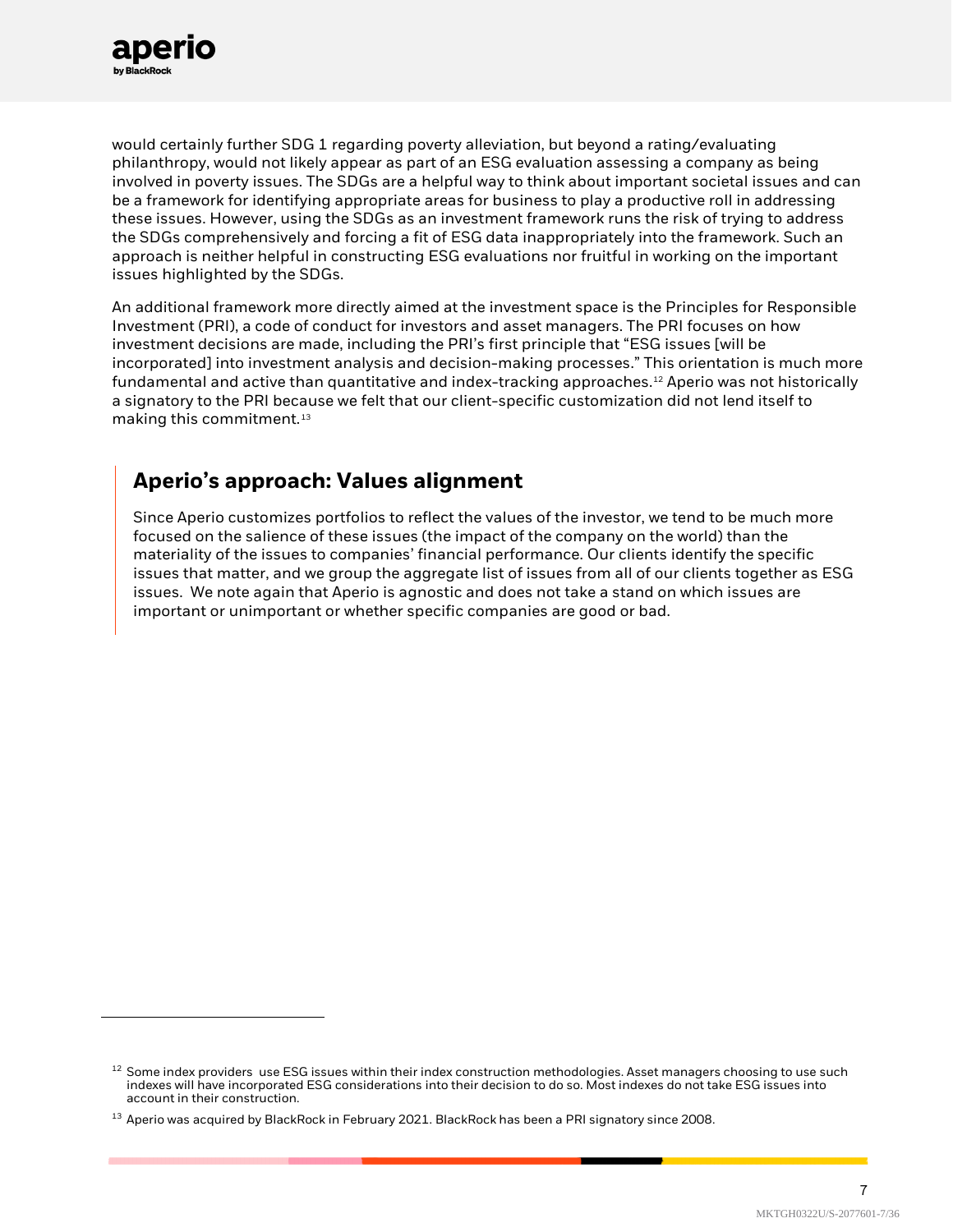would certainly further SDG 1 regarding poverty alleviation, but beyond a rating/evaluating philanthropy, would not likely appear as part of an ESG evaluation assessing a company as being involved in poverty issues. The SDGs are a helpful way to think about important societal issues and can be a framework for identifying appropriate areas for business to play a productive roll in addressing these issues. However, using the SDGs as an investment framework runs the risk of trying to address the SDGs comprehensively and forcing a fit of ESG data inappropriately into the framework. Such an approach is neither helpful in constructing ESG evaluations nor fruitful in working on the important issues highlighted by the SDGs.

An additional framework more directly aimed at the investment space is the Principles for Responsible Investment (PRI), a code of conduct for investors and asset managers. The PRI focuses on how investment decisions are made, including the PRI's first principle that "ESG issues [will be incorporated] into investment analysis and decision-making processes." This orientation is much more fundamental and active than quantitative and index-tracking approaches.[12] Aperio was not historically a signatory to the PRI because we felt that our client-specific customization did not lend itself to making this commitment.[13]

## Aperio's approach: Values alignment

Since Aperio customizes portfolios to reflect the values of the investor, we tend to be much more focused on the salience of these issues (the impact of the company on the world) than the materiality of the issues to companies' financial performance. Our clients identify the specific issues that matter, and we group the aggregate list of issues from all of our clients together as ESG issues. We note again that Aperio is agnostic and does not take a stand on which issues are important or unimportant or whether specific companies are good or bad.

---

[12] Some index providers use ESG issues within their index construction methodologies. Asset managers choosing to use such indexes will have incorporated ESG considerations into their decision to do so. Most indexes do not take ESG issues into account in their construction.

[13] Aperio was acquired by BlackRock in February 2021. BlackRock has been a PRI signatory since 2008.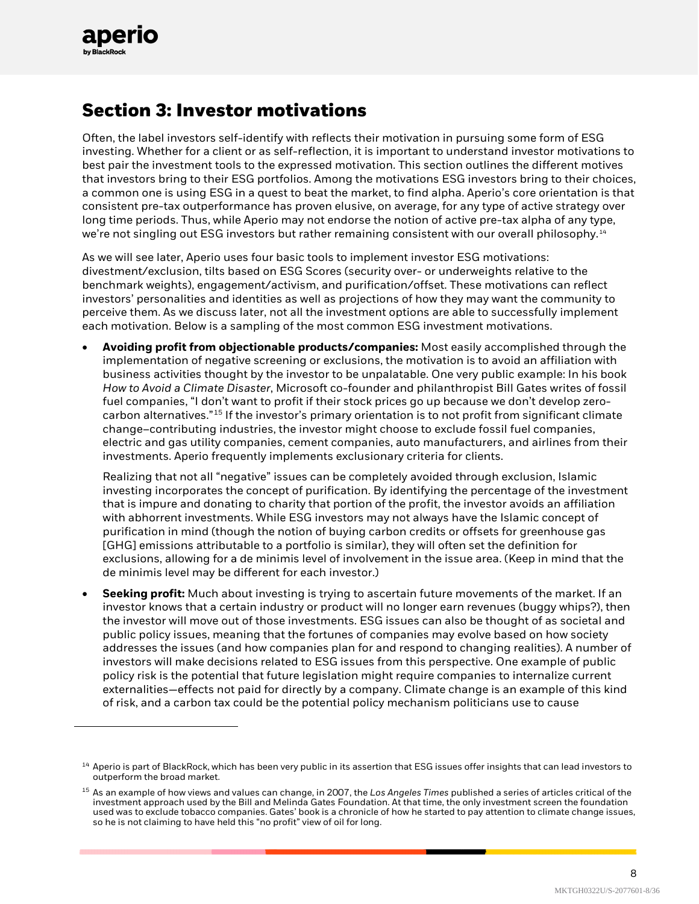## Section 3: Investor motivations

Often, the label investors self-identify with reflects their motivation in pursuing some form of ESG investing. Whether for a client or as self-reflection, it is important to understand investor motivations to best pair the investment tools to the expressed motivation. This section outlines the different motives that investors bring to their ESG portfolios. Among the motivations ESG investors bring to their choices, a common one is using ESG in a quest to beat the market, to find alpha. Aperio's core orientation is that consistent pre-tax outperformance has proven elusive, on average, for any type of active strategy over long time periods. Thus, while Aperio may not endorse the notion of active pre-tax alpha of any type, we're not singling out ESG investors but rather remaining consistent with our overall philosophy.[14]

As we will see later, Aperio uses four basic tools to implement investor ESG motivations: divestment/exclusion, tilts based on ESG Scores (security over- or underweights relative to the benchmark weights), engagement/activism, and purification/offset. These motivations can reflect investors' personalities and identities as well as projections of how they may want the community to perceive them. As we discuss later, not all the investment options are able to successfully implement each motivation. Below is a sampling of the most common ESG investment motivations.

- **Avoiding profit from objectionable products/companies:** Most easily accomplished through the implementation of negative screening or exclusions, the motivation is to avoid an affiliation with business activities thought by the investor to be unpalatable. One very public example: In his book *How to Avoid a Climate Disaster*, Microsoft co-founder and philanthropist Bill Gates writes of fossil fuel companies, "I don't want to profit if their stock prices go up because we don't develop zero-carbon alternatives."[15] If the investor's primary orientation is to not profit from significant climate change–contributing industries, the investor might choose to exclude fossil fuel companies, electric and gas utility companies, cement companies, auto manufacturers, and airlines from their investments. Aperio frequently implements exclusionary criteria for clients.

  Realizing that not all "negative" issues can be completely avoided through exclusion, Islamic investing incorporates the concept of purification. By identifying the percentage of the investment that is impure and donating to charity that portion of the profit, the investor avoids an affiliation with abhorrent investments. While ESG investors may not always have the Islamic concept of purification in mind (though the notion of buying carbon credits or offsets for greenhouse gas [GHG] emissions attributable to a portfolio is similar), they will often set the definition for exclusions, allowing for a de minimis level of involvement in the issue area. (Keep in mind that the de minimis level may be different for each investor.)

- **Seeking profit:** Much about investing is trying to ascertain future movements of the market. If an investor knows that a certain industry or product will no longer earn revenues (buggy whips?), then the investor will move out of those investments. ESG issues can also be thought of as societal and public policy issues, meaning that the fortunes of companies may evolve based on how society addresses the issues (and how companies plan for and respond to changing realities). A number of investors will make decisions related to ESG issues from this perspective. One example of public policy risk is the potential that future legislation might require companies to internalize current externalities—effects not paid for directly by a company. Climate change is an example of this kind of risk, and a carbon tax could be the potential policy mechanism politicians use to cause

---

[14] Aperio is part of BlackRock, which has been very public in its assertion that ESG issues offer insights that can lead investors to outperform the broad market.

[15] As an example of how views and values can change, in 2007, the *Los Angeles Times* published a series of articles critical of the investment approach used by the Bill and Melinda Gates Foundation. At that time, the only investment screen the foundation used was to exclude tobacco companies. Gates' book is a chronicle of how he started to pay attention to climate change issues, so he is not claiming to have held this "no profit" view of oil for long.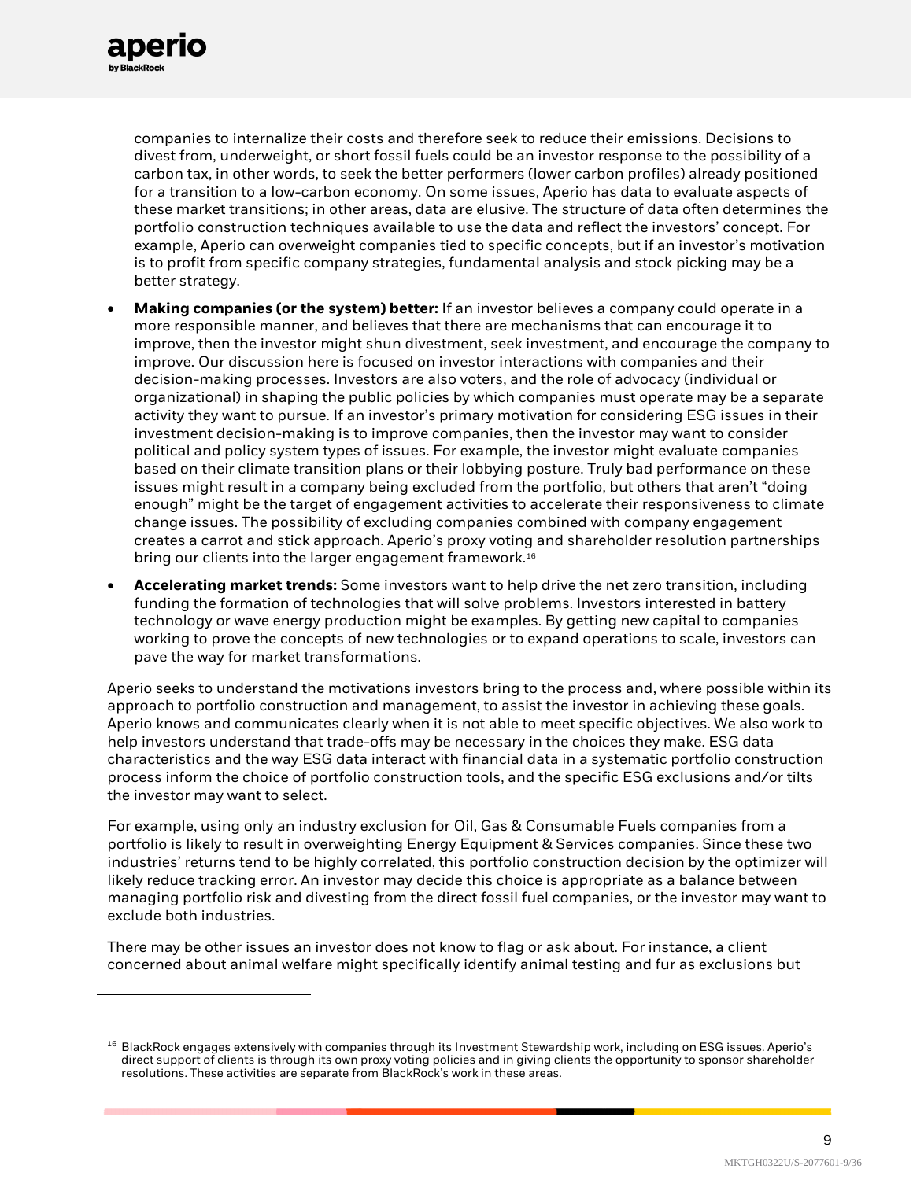companies to internalize their costs and therefore seek to reduce their emissions. Decisions to divest from, underweight, or short fossil fuels could be an investor response to the possibility of a carbon tax, in other words, to seek the better performers (lower carbon profiles) already positioned for a transition to a low-carbon economy. On some issues, Aperio has data to evaluate aspects of these market transitions; in other areas, data are elusive. The structure of data often determines the portfolio construction techniques available to use the data and reflect the investors' concept. For example, Aperio can overweight companies tied to specific concepts, but if an investor's motivation is to profit from specific company strategies, fundamental analysis and stock picking may be a better strategy.

- **Making companies (or the system) better:** If an investor believes a company could operate in a more responsible manner, and believes that there are mechanisms that can encourage it to improve, then the investor might shun divestment, seek investment, and encourage the company to improve. Our discussion here is focused on investor interactions with companies and their decision-making processes. Investors are also voters, and the role of advocacy (individual or organizational) in shaping the public policies by which companies must operate may be a separate activity they want to pursue. If an investor's primary motivation for considering ESG issues in their investment decision-making is to improve companies, then the investor may want to consider political and policy system types of issues. For example, the investor might evaluate companies based on their climate transition plans or their lobbying posture. Truly bad performance on these issues might result in a company being excluded from the portfolio, but others that aren't "doing enough" might be the target of engagement activities to accelerate their responsiveness to climate change issues. The possibility of excluding companies combined with company engagement creates a carrot and stick approach. Aperio's proxy voting and shareholder resolution partnerships bring our clients into the larger engagement framework.[16]
- **Accelerating market trends:** Some investors want to help drive the net zero transition, including funding the formation of technologies that will solve problems. Investors interested in battery technology or wave energy production might be examples. By getting new capital to companies working to prove the concepts of new technologies or to expand operations to scale, investors can pave the way for market transformations.

Aperio seeks to understand the motivations investors bring to the process and, where possible within its approach to portfolio construction and management, to assist the investor in achieving these goals. Aperio knows and communicates clearly when it is not able to meet specific objectives. We also work to help investors understand that trade-offs may be necessary in the choices they make. ESG data characteristics and the way ESG data interact with financial data in a systematic portfolio construction process inform the choice of portfolio construction tools, and the specific ESG exclusions and/or tilts the investor may want to select.

For example, using only an industry exclusion for Oil, Gas & Consumable Fuels companies from a portfolio is likely to result in overweighting Energy Equipment & Services companies. Since these two industries' returns tend to be highly correlated, this portfolio construction decision by the optimizer will likely reduce tracking error. An investor may decide this choice is appropriate as a balance between managing portfolio risk and divesting from the direct fossil fuel companies, or the investor may want to exclude both industries.

There may be other issues an investor does not know to flag or ask about. For instance, a client concerned about animal welfare might specifically identify animal testing and fur as exclusions but

---

[16] BlackRock engages extensively with companies through its Investment Stewardship work, including on ESG issues. Aperio's direct support of clients is through its own proxy voting policies and in giving clients the opportunity to sponsor shareholder resolutions. These activities are separate from BlackRock's work in these areas.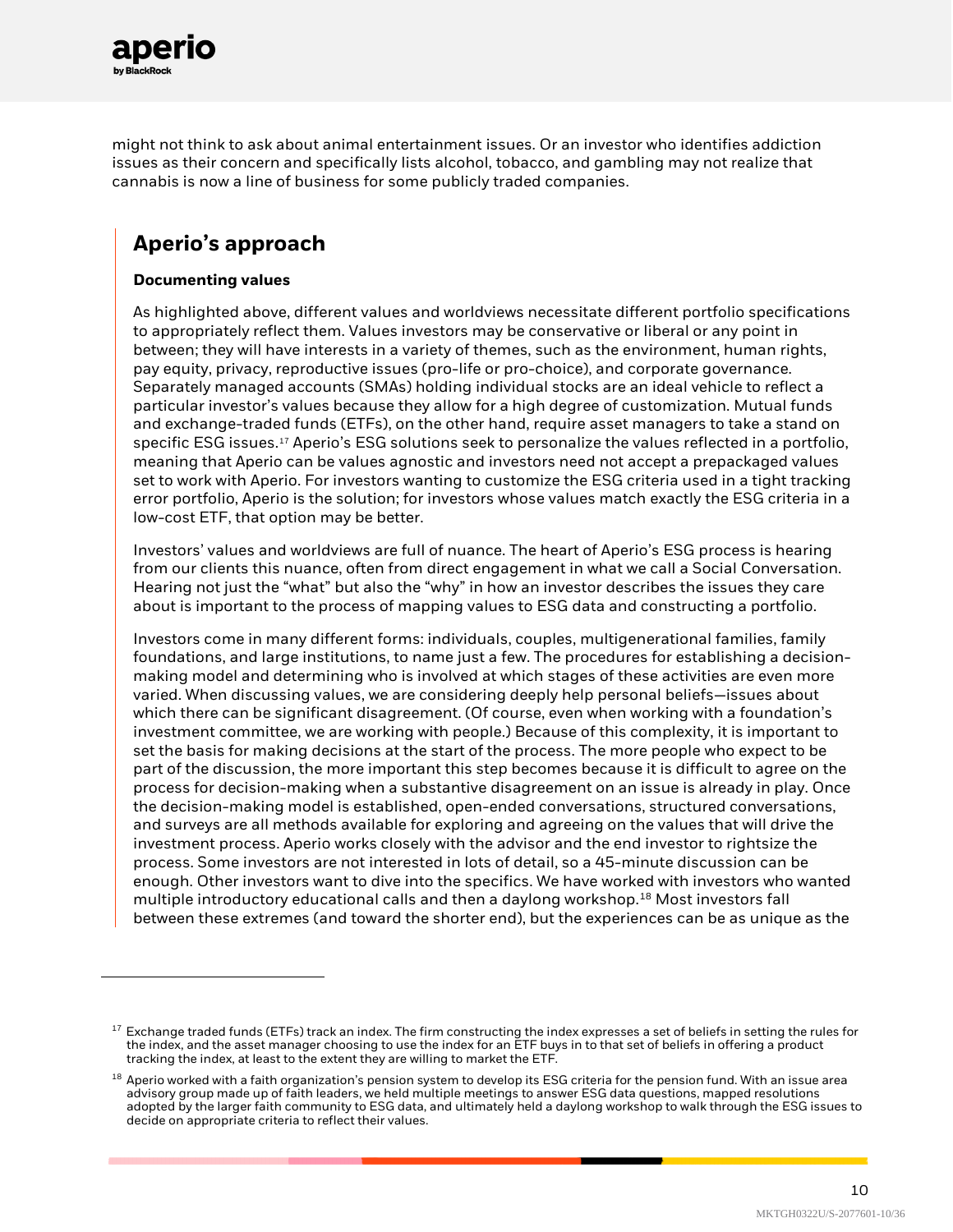might not think to ask about animal entertainment issues. Or an investor who identifies addiction issues as their concern and specifically lists alcohol, tobacco, and gambling may not realize that cannabis is now a line of business for some publicly traded companies.

## Aperio's approach

**Documenting values**

As highlighted above, different values and worldviews necessitate different portfolio specifications to appropriately reflect them. Values investors may be conservative or liberal or any point in between; they will have interests in a variety of themes, such as the environment, human rights, pay equity, privacy, reproductive issues (pro-life or pro-choice), and corporate governance. Separately managed accounts (SMAs) holding individual stocks are an ideal vehicle to reflect a particular investor's values because they allow for a high degree of customization. Mutual funds and exchange-traded funds (ETFs), on the other hand, require asset managers to take a stand on specific ESG issues.[17] Aperio's ESG solutions seek to personalize the values reflected in a portfolio, meaning that Aperio can be values agnostic and investors need not accept a prepackaged values set to work with Aperio. For investors wanting to customize the ESG criteria used in a tight tracking error portfolio, Aperio is the solution; for investors whose values match exactly the ESG criteria in a low-cost ETF, that option may be better.

Investors' values and worldviews are full of nuance. The heart of Aperio's ESG process is hearing from our clients this nuance, often from direct engagement in what we call a Social Conversation. Hearing not just the "what" but also the "why" in how an investor describes the issues they care about is important to the process of mapping values to ESG data and constructing a portfolio.

Investors come in many different forms: individuals, couples, multigenerational families, family foundations, and large institutions, to name just a few. The procedures for establishing a decision-making model and determining who is involved at which stages of these activities are even more varied. When discussing values, we are considering deeply help personal beliefs—issues about which there can be significant disagreement. (Of course, even when working with a foundation's investment committee, we are working with people.) Because of this complexity, it is important to set the basis for making decisions at the start of the process. The more people who expect to be part of the discussion, the more important this step becomes because it is difficult to agree on the process for decision-making when a substantive disagreement on an issue is already in play. Once the decision-making model is established, open-ended conversations, structured conversations, and surveys are all methods available for exploring and agreeing on the values that will drive the investment process. Aperio works closely with the advisor and the end investor to rightsize the process. Some investors are not interested in lots of detail, so a 45-minute discussion can be enough. Other investors want to dive into the specifics. We have worked with investors who wanted multiple introductory educational calls and then a daylong workshop.[18] Most investors fall between these extremes (and toward the shorter end), but the experiences can be as unique as the

---

[17] Exchange traded funds (ETFs) track an index. The firm constructing the index expresses a set of beliefs in setting the rules for the index, and the asset manager choosing to use the index for an ETF buys in to that set of beliefs in offering a product tracking the index, at least to the extent they are willing to market the ETF.

[18] Aperio worked with a faith organization's pension system to develop its ESG criteria for the pension fund. With an issue area advisory group made up of faith leaders, we held multiple meetings to answer ESG data questions, mapped resolutions adopted by the larger faith community to ESG data, and ultimately held a daylong workshop to walk through the ESG issues to decide on appropriate criteria to reflect their values.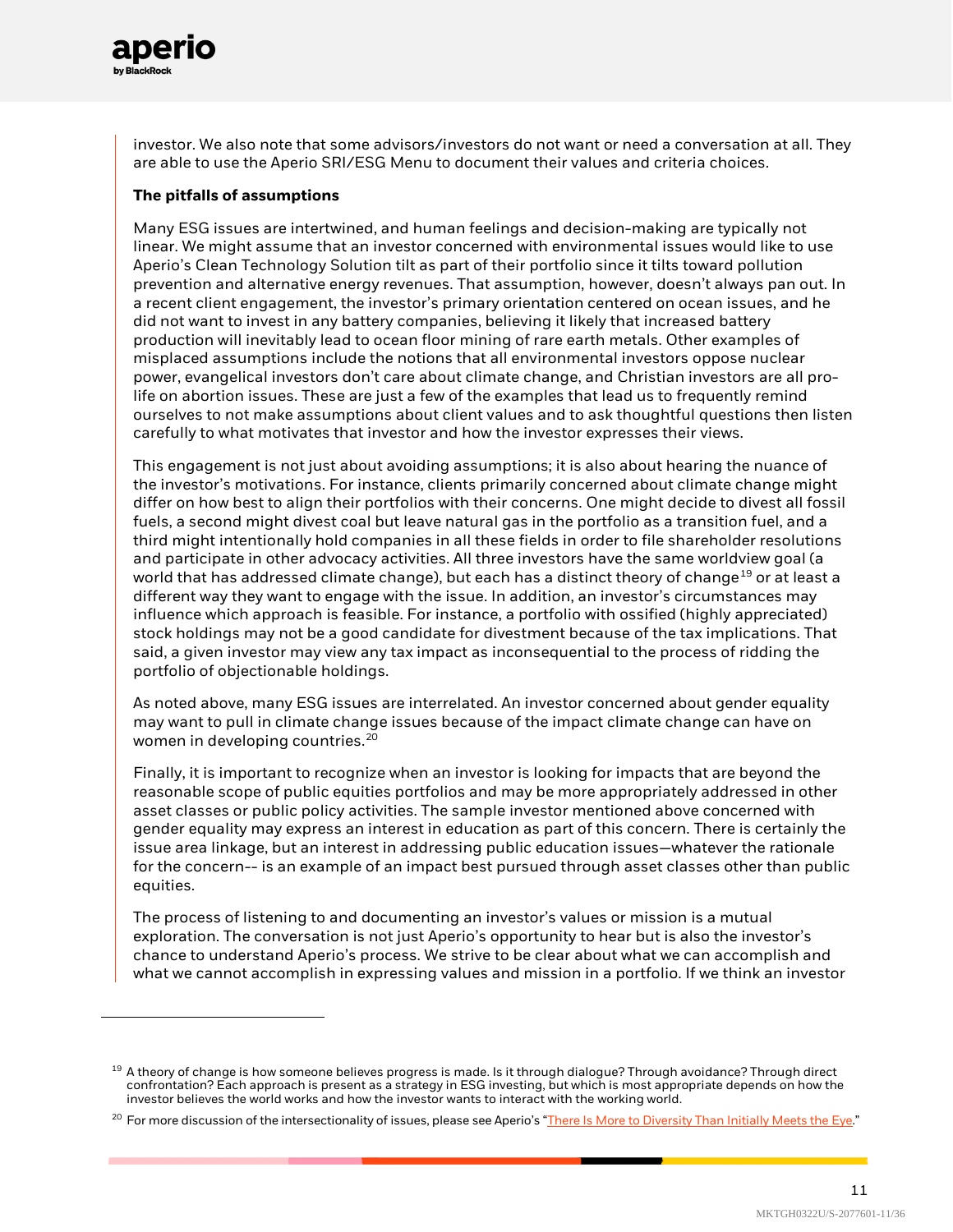investor. We also note that some advisors/investors do not want or need a conversation at all. They are able to use the Aperio SRI/ESG Menu to document their values and criteria choices.

**The pitfalls of assumptions**

Many ESG issues are intertwined, and human feelings and decision-making are typically not linear. We might assume that an investor concerned with environmental issues would like to use Aperio's Clean Technology Solution tilt as part of their portfolio since it tilts toward pollution prevention and alternative energy revenues. That assumption, however, doesn't always pan out. In a recent client engagement, the investor's primary orientation centered on ocean issues, and he did not want to invest in any battery companies, believing it likely that increased battery production will inevitably lead to ocean floor mining of rare earth metals. Other examples of misplaced assumptions include the notions that all environmental investors oppose nuclear power, evangelical investors don't care about climate change, and Christian investors are all pro-life on abortion issues. These are just a few of the examples that lead us to frequently remind ourselves to not make assumptions about client values and to ask thoughtful questions then listen carefully to what motivates that investor and how the investor expresses their views.

This engagement is not just about avoiding assumptions; it is also about hearing the nuance of the investor's motivations. For instance, clients primarily concerned about climate change might differ on how best to align their portfolios with their concerns. One might decide to divest all fossil fuels, a second might divest coal but leave natural gas in the portfolio as a transition fuel, and a third might intentionally hold companies in all these fields in order to file shareholder resolutions and participate in other advocacy activities. All three investors have the same worldview goal (a world that has addressed climate change), but each has a distinct theory of change[19] or at least a different way they want to engage with the issue. In addition, an investor's circumstances may influence which approach is feasible. For instance, a portfolio with ossified (highly appreciated) stock holdings may not be a good candidate for divestment because of the tax implications. That said, a given investor may view any tax impact as inconsequential to the process of ridding the portfolio of objectionable holdings.

As noted above, many ESG issues are interrelated. An investor concerned about gender equality may want to pull in climate change issues because of the impact climate change can have on women in developing countries.[20]

Finally, it is important to recognize when an investor is looking for impacts that are beyond the reasonable scope of public equities portfolios and may be more appropriately addressed in other asset classes or public policy activities. The sample investor mentioned above concerned with gender equality may express an interest in education as part of this concern. There is certainly the issue area linkage, but an interest in addressing public education issues—whatever the rationale for the concern-- is an example of an impact best pursued through asset classes other than public equities.

The process of listening to and documenting an investor's values or mission is a mutual exploration. The conversation is not just Aperio's opportunity to hear but is also the investor's chance to understand Aperio's process. We strive to be clear about what we can accomplish and what we cannot accomplish in expressing values and mission in a portfolio. If we think an investor

---

[19] A theory of change is how someone believes progress is made. Is it through dialogue? Through avoidance? Through direct confrontation? Each approach is present as a strategy in ESG investing, but which is most appropriate depends on how the investor believes the world works and how the investor wants to interact with the working world.

[20] For more discussion of the intersectionality of issues, please see Aperio's "There Is More to Diversity Than Initially Meets the Eye."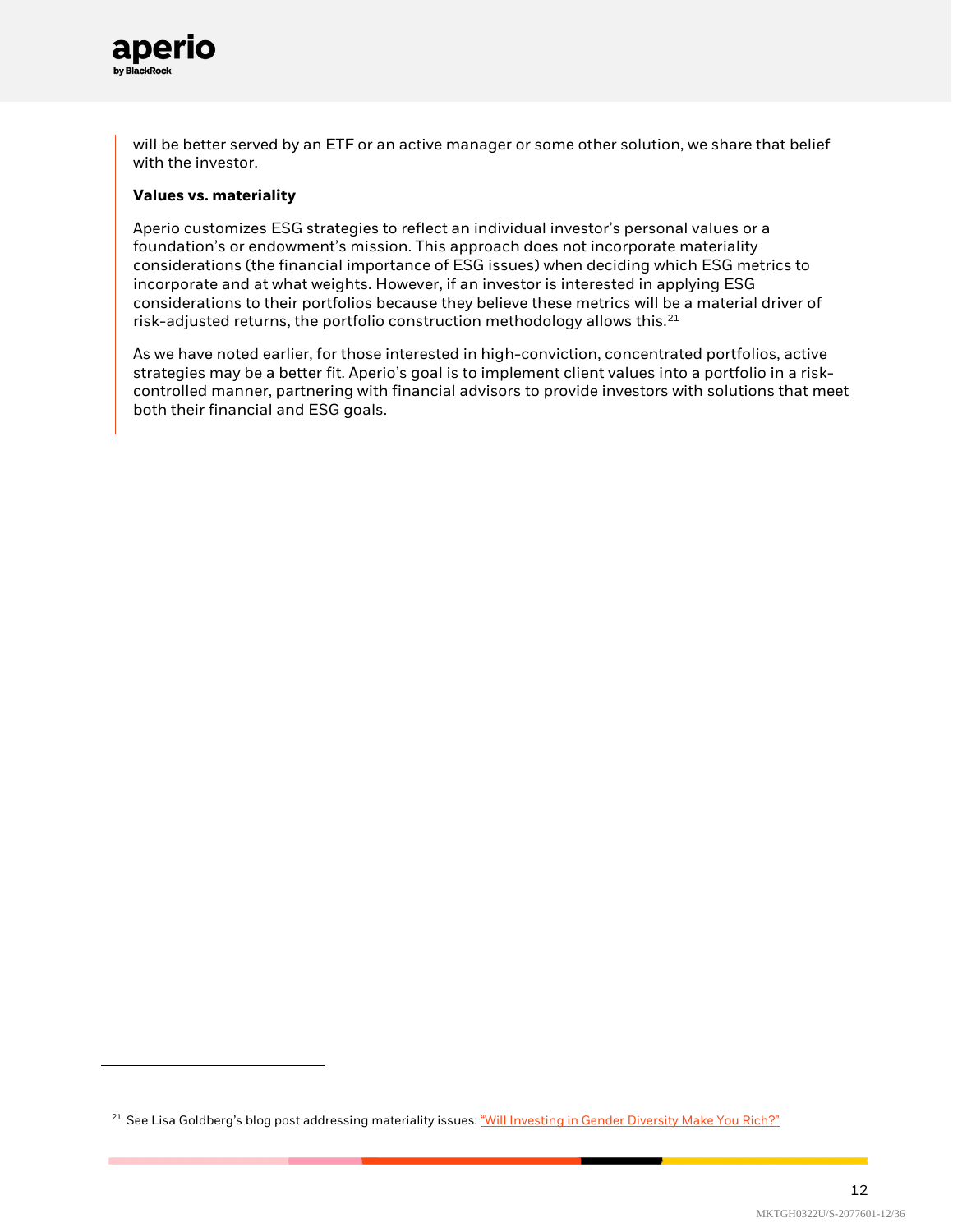will be better served by an ETF or an active manager or some other solution, we share that belief with the investor.

**Values vs. materiality**

Aperio customizes ESG strategies to reflect an individual investor's personal values or a foundation's or endowment's mission. This approach does not incorporate materiality considerations (the financial importance of ESG issues) when deciding which ESG metrics to incorporate and at what weights. However, if an investor is interested in applying ESG considerations to their portfolios because they believe these metrics will be a material driver of risk-adjusted returns, the portfolio construction methodology allows this.[21]

As we have noted earlier, for those interested in high-conviction, concentrated portfolios, active strategies may be a better fit. Aperio's goal is to implement client values into a portfolio in a risk-controlled manner, partnering with financial advisors to provide investors with solutions that meet both their financial and ESG goals.

---

[21] See Lisa Goldberg's blog post addressing materiality issues: "Will Investing in Gender Diversity Make You Rich?"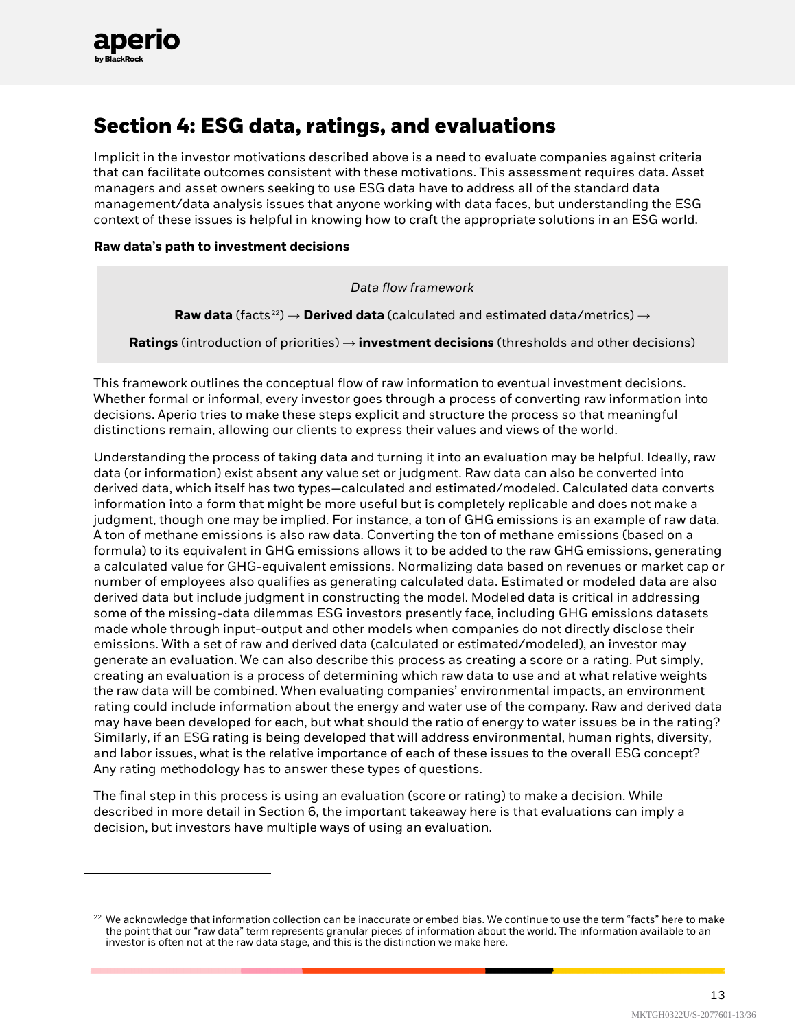## Section 4: ESG data, ratings, and evaluations

Implicit in the investor motivations described above is a need to evaluate companies against criteria that can facilitate outcomes consistent with these motivations. This assessment requires data. Asset managers and asset owners seeking to use ESG data have to address all of the standard data management/data analysis issues that anyone working with data faces, but understanding the ESG context of these issues is helpful in knowing how to craft the appropriate solutions in an ESG world.

**Raw data's path to investment decisions**

*Data flow framework*

**Raw data** (facts[22]) → **Derived data** (calculated and estimated data/metrics) →

**Ratings** (introduction of priorities) → **investment decisions** (thresholds and other decisions)

This framework outlines the conceptual flow of raw information to eventual investment decisions. Whether formal or informal, every investor goes through a process of converting raw information into decisions. Aperio tries to make these steps explicit and structure the process so that meaningful distinctions remain, allowing our clients to express their values and views of the world.

Understanding the process of taking data and turning it into an evaluation may be helpful. Ideally, raw data (or information) exist absent any value set or judgment. Raw data can also be converted into derived data, which itself has two types—calculated and estimated/modeled. Calculated data converts information into a form that might be more useful but is completely replicable and does not make a judgment, though one may be implied. For instance, a ton of GHG emissions is an example of raw data. A ton of methane emissions is also raw data. Converting the ton of methane emissions (based on a formula) to its equivalent in GHG emissions allows it to be added to the raw GHG emissions, generating a calculated value for GHG-equivalent emissions. Normalizing data based on revenues or market cap or number of employees also qualifies as generating calculated data. Estimated or modeled data are also derived data but include judgment in constructing the model. Modeled data is critical in addressing some of the missing-data dilemmas ESG investors presently face, including GHG emissions datasets made whole through input-output and other models when companies do not directly disclose their emissions. With a set of raw and derived data (calculated or estimated/modeled), an investor may generate an evaluation. We can also describe this process as creating a score or a rating. Put simply, creating an evaluation is a process of determining which raw data to use and at what relative weights the raw data will be combined. When evaluating companies' environmental impacts, an environment rating could include information about the energy and water use of the company. Raw and derived data may have been developed for each, but what should the ratio of energy to water issues be in the rating? Similarly, if an ESG rating is being developed that will address environmental, human rights, diversity, and labor issues, what is the relative importance of each of these issues to the overall ESG concept? Any rating methodology has to answer these types of questions.

The final step in this process is using an evaluation (score or rating) to make a decision. While described in more detail in Section 6, the important takeaway here is that evaluations can imply a decision, but investors have multiple ways of using an evaluation.

[22] We acknowledge that information collection can be inaccurate or embed bias. We continue to use the term "facts" here to make the point that our "raw data" term represents granular pieces of information about the world. The information available to an investor is often not at the raw data stage, and this is the distinction we make here.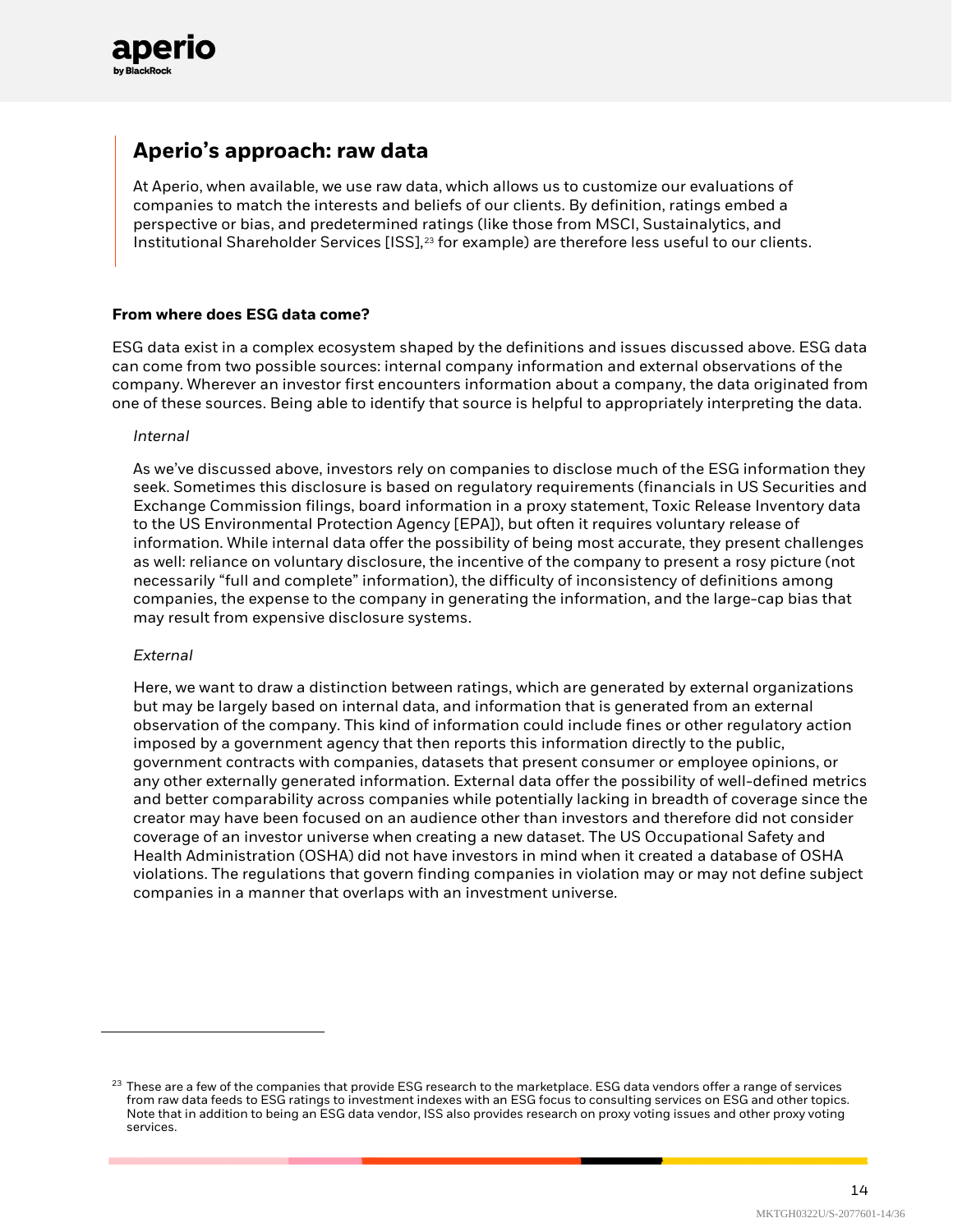## Aperio's approach: raw data

At Aperio, when available, we use raw data, which allows us to customize our evaluations of companies to match the interests and beliefs of our clients. By definition, ratings embed a perspective or bias, and predetermined ratings (like those from MSCI, Sustainalytics, and Institutional Shareholder Services [ISS],[23] for example) are therefore less useful to our clients.

**From where does ESG data come?**

ESG data exist in a complex ecosystem shaped by the definitions and issues discussed above. ESG data can come from two possible sources: internal company information and external observations of the company. Wherever an investor first encounters information about a company, the data originated from one of these sources. Being able to identify that source is helpful to appropriately interpreting the data.

*Internal*

As we've discussed above, investors rely on companies to disclose much of the ESG information they seek. Sometimes this disclosure is based on regulatory requirements (financials in US Securities and Exchange Commission filings, board information in a proxy statement, Toxic Release Inventory data to the US Environmental Protection Agency [EPA]), but often it requires voluntary release of information. While internal data offer the possibility of being most accurate, they present challenges as well: reliance on voluntary disclosure, the incentive of the company to present a rosy picture (not necessarily "full and complete" information), the difficulty of inconsistency of definitions among companies, the expense to the company in generating the information, and the large-cap bias that may result from expensive disclosure systems.

*External*

Here, we want to draw a distinction between ratings, which are generated by external organizations but may be largely based on internal data, and information that is generated from an external observation of the company. This kind of information could include fines or other regulatory action imposed by a government agency that then reports this information directly to the public, government contracts with companies, datasets that present consumer or employee opinions, or any other externally generated information. External data offer the possibility of well-defined metrics and better comparability across companies while potentially lacking in breadth of coverage since the creator may have been focused on an audience other than investors and therefore did not consider coverage of an investor universe when creating a new dataset. The US Occupational Safety and Health Administration (OSHA) did not have investors in mind when it created a database of OSHA violations. The regulations that govern finding companies in violation may or may not define subject companies in a manner that overlaps with an investment universe.

---

[23] These are a few of the companies that provide ESG research to the marketplace. ESG data vendors offer a range of services from raw data feeds to ESG ratings to investment indexes with an ESG focus to consulting services on ESG and other topics. Note that in addition to being an ESG data vendor, ISS also provides research on proxy voting issues and other proxy voting services.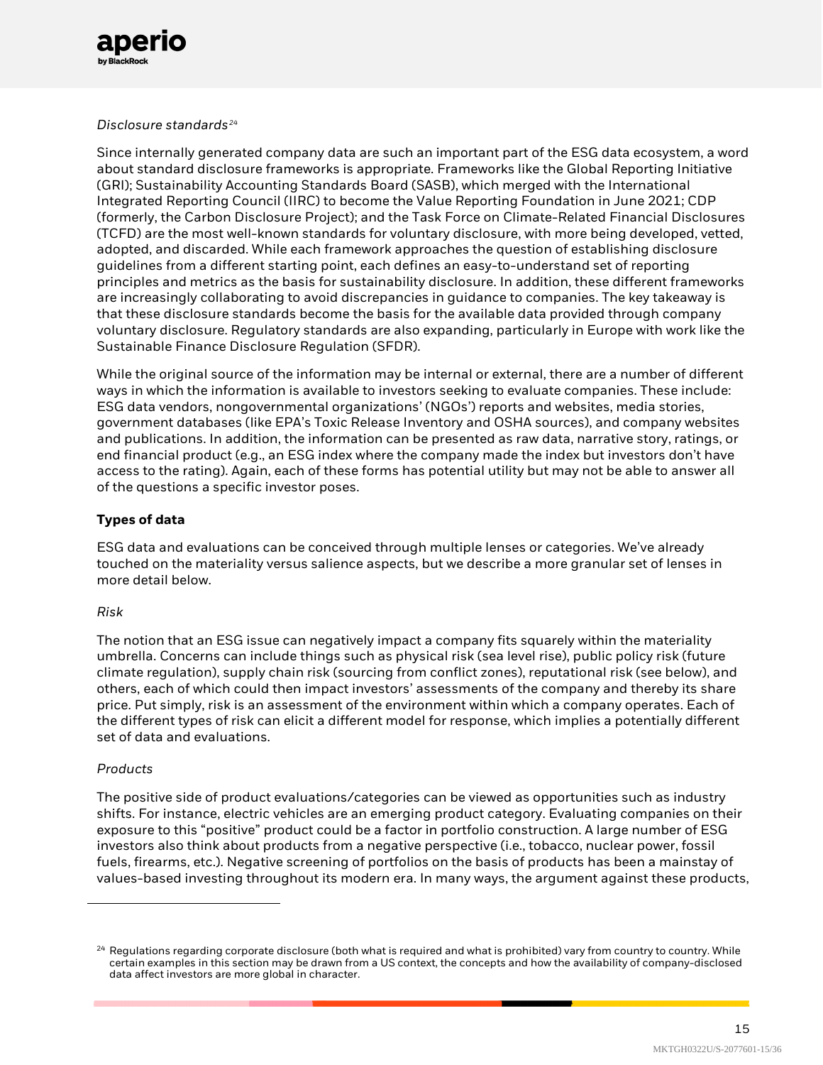*Disclosure standards*[24]

Since internally generated company data are such an important part of the ESG data ecosystem, a word about standard disclosure frameworks is appropriate. Frameworks like the Global Reporting Initiative (GRI); Sustainability Accounting Standards Board (SASB), which merged with the International Integrated Reporting Council (IIRC) to become the Value Reporting Foundation in June 2021; CDP (formerly, the Carbon Disclosure Project); and the Task Force on Climate-Related Financial Disclosures (TCFD) are the most well-known standards for voluntary disclosure, with more being developed, vetted, adopted, and discarded. While each framework approaches the question of establishing disclosure guidelines from a different starting point, each defines an easy-to-understand set of reporting principles and metrics as the basis for sustainability disclosure. In addition, these different frameworks are increasingly collaborating to avoid discrepancies in guidance to companies. The key takeaway is that these disclosure standards become the basis for the available data provided through company voluntary disclosure. Regulatory standards are also expanding, particularly in Europe with work like the Sustainable Finance Disclosure Regulation (SFDR).

While the original source of the information may be internal or external, there are a number of different ways in which the information is available to investors seeking to evaluate companies. These include: ESG data vendors, nongovernmental organizations' (NGOs') reports and websites, media stories, government databases (like EPA's Toxic Release Inventory and OSHA sources), and company websites and publications. In addition, the information can be presented as raw data, narrative story, ratings, or end financial product (e.g., an ESG index where the company made the index but investors don't have access to the rating). Again, each of these forms has potential utility but may not be able to answer all of the questions a specific investor poses.

**Types of data**

ESG data and evaluations can be conceived through multiple lenses or categories. We've already touched on the materiality versus salience aspects, but we describe a more granular set of lenses in more detail below.

*Risk*

The notion that an ESG issue can negatively impact a company fits squarely within the materiality umbrella. Concerns can include things such as physical risk (sea level rise), public policy risk (future climate regulation), supply chain risk (sourcing from conflict zones), reputational risk (see below), and others, each of which could then impact investors' assessments of the company and thereby its share price. Put simply, risk is an assessment of the environment within which a company operates. Each of the different types of risk can elicit a different model for response, which implies a potentially different set of data and evaluations.

*Products*

The positive side of product evaluations/categories can be viewed as opportunities such as industry shifts. For instance, electric vehicles are an emerging product category. Evaluating companies on their exposure to this "positive" product could be a factor in portfolio construction. A large number of ESG investors also think about products from a negative perspective (i.e., tobacco, nuclear power, fossil fuels, firearms, etc.). Negative screening of portfolios on the basis of products has been a mainstay of values-based investing throughout its modern era. In many ways, the argument against these products,

---

[24] Regulations regarding corporate disclosure (both what is required and what is prohibited) vary from country to country. While certain examples in this section may be drawn from a US context, the concepts and how the availability of company-disclosed data affect investors are more global in character.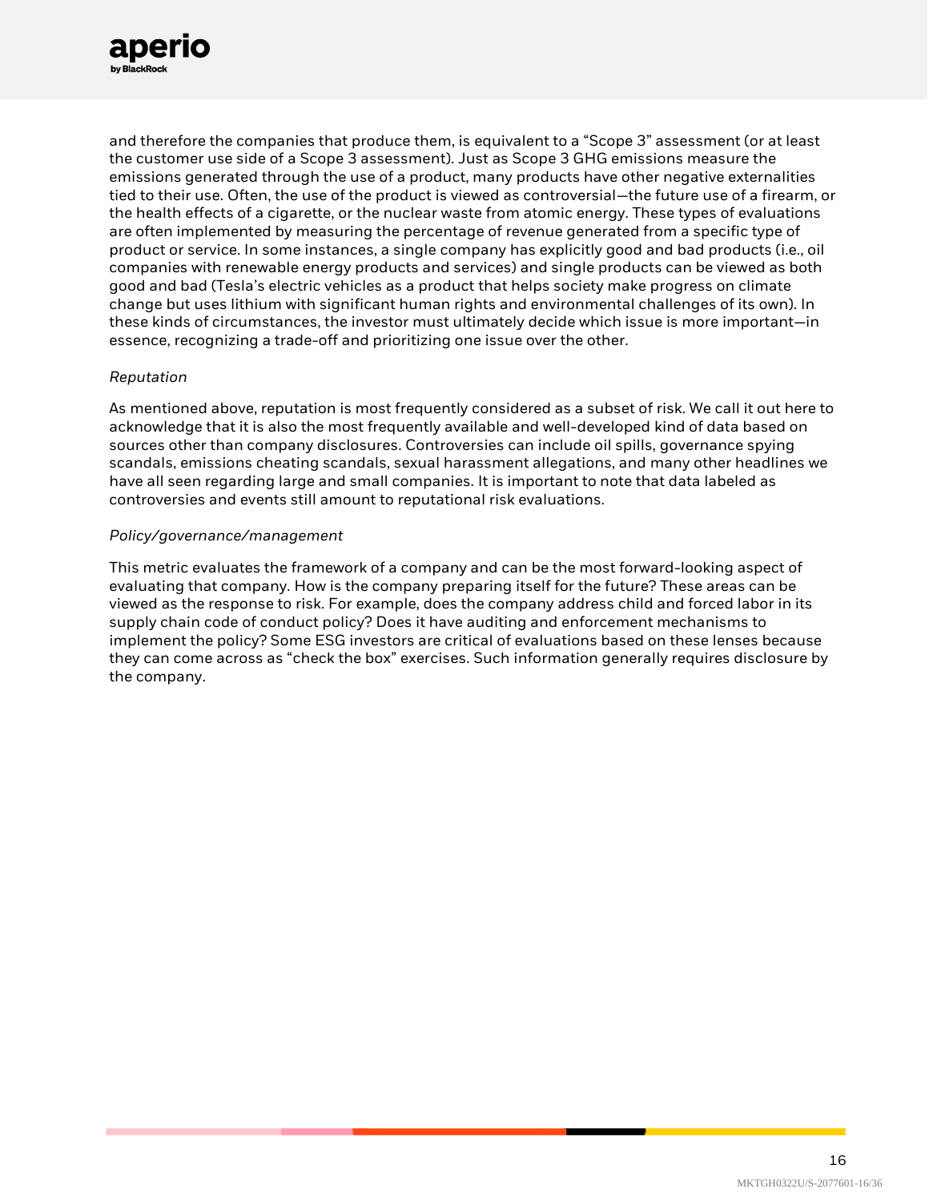and therefore the companies that produce them, is equivalent to a "Scope 3" assessment (or at least the customer use side of a Scope 3 assessment). Just as Scope 3 GHG emissions measure the emissions generated through the use of a product, many products have other negative externalities tied to their use. Often, the use of the product is viewed as controversial—the future use of a firearm, or the health effects of a cigarette, or the nuclear waste from atomic energy. These types of evaluations are often implemented by measuring the percentage of revenue generated from a specific type of product or service. In some instances, a single company has explicitly good and bad products (i.e., oil companies with renewable energy products and services) and single products can be viewed as both good and bad (Tesla's electric vehicles as a product that helps society make progress on climate change but uses lithium with significant human rights and environmental challenges of its own). In these kinds of circumstances, the investor must ultimately decide which issue is more important—in essence, recognizing a trade-off and prioritizing one issue over the other.

*Reputation*

As mentioned above, reputation is most frequently considered as a subset of risk. We call it out here to acknowledge that it is also the most frequently available and well-developed kind of data based on sources other than company disclosures. Controversies can include oil spills, governance spying scandals, emissions cheating scandals, sexual harassment allegations, and many other headlines we have all seen regarding large and small companies. It is important to note that data labeled as controversies and events still amount to reputational risk evaluations.

*Policy/governance/management*

This metric evaluates the framework of a company and can be the most forward-looking aspect of evaluating that company. How is the company preparing itself for the future? These areas can be viewed as the response to risk. For example, does the company address child and forced labor in its supply chain code of conduct policy? Does it have auditing and enforcement mechanisms to implement the policy? Some ESG investors are critical of evaluations based on these lenses because they can come across as "check the box" exercises. Such information generally requires disclosure by the company.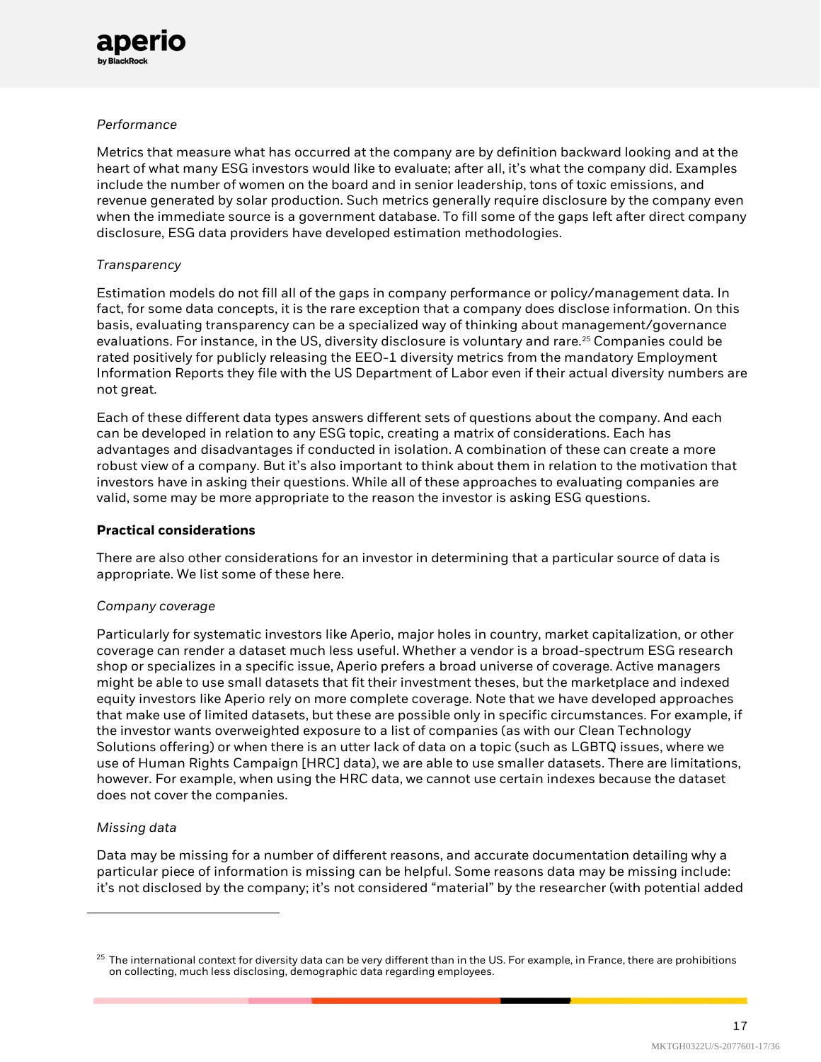*Performance*

Metrics that measure what has occurred at the company are by definition backward looking and at the heart of what many ESG investors would like to evaluate; after all, it's what the company did. Examples include the number of women on the board and in senior leadership, tons of toxic emissions, and revenue generated by solar production. Such metrics generally require disclosure by the company even when the immediate source is a government database. To fill some of the gaps left after direct company disclosure, ESG data providers have developed estimation methodologies.

*Transparency*

Estimation models do not fill all of the gaps in company performance or policy/management data. In fact, for some data concepts, it is the rare exception that a company does disclose information. On this basis, evaluating transparency can be a specialized way of thinking about management/governance evaluations. For instance, in the US, diversity disclosure is voluntary and rare.[25] Companies could be rated positively for publicly releasing the EEO-1 diversity metrics from the mandatory Employment Information Reports they file with the US Department of Labor even if their actual diversity numbers are not great.

Each of these different data types answers different sets of questions about the company. And each can be developed in relation to any ESG topic, creating a matrix of considerations. Each has advantages and disadvantages if conducted in isolation. A combination of these can create a more robust view of a company. But it's also important to think about them in relation to the motivation that investors have in asking their questions. While all of these approaches to evaluating companies are valid, some may be more appropriate to the reason the investor is asking ESG questions.

**Practical considerations**

There are also other considerations for an investor in determining that a particular source of data is appropriate. We list some of these here.

*Company coverage*

Particularly for systematic investors like Aperio, major holes in country, market capitalization, or other coverage can render a dataset much less useful. Whether a vendor is a broad-spectrum ESG research shop or specializes in a specific issue, Aperio prefers a broad universe of coverage. Active managers might be able to use small datasets that fit their investment theses, but the marketplace and indexed equity investors like Aperio rely on more complete coverage. Note that we have developed approaches that make use of limited datasets, but these are possible only in specific circumstances. For example, if the investor wants overweighted exposure to a list of companies (as with our Clean Technology Solutions offering) or when there is an utter lack of data on a topic (such as LGBTQ issues, where we use of Human Rights Campaign [HRC] data), we are able to use smaller datasets. There are limitations, however. For example, when using the HRC data, we cannot use certain indexes because the dataset does not cover the companies.

*Missing data*

Data may be missing for a number of different reasons, and accurate documentation detailing why a particular piece of information is missing can be helpful. Some reasons data may be missing include: it's not disclosed by the company; it's not considered "material" by the researcher (with potential added

[25] The international context for diversity data can be very different than in the US. For example, in France, there are prohibitions on collecting, much less disclosing, demographic data regarding employees.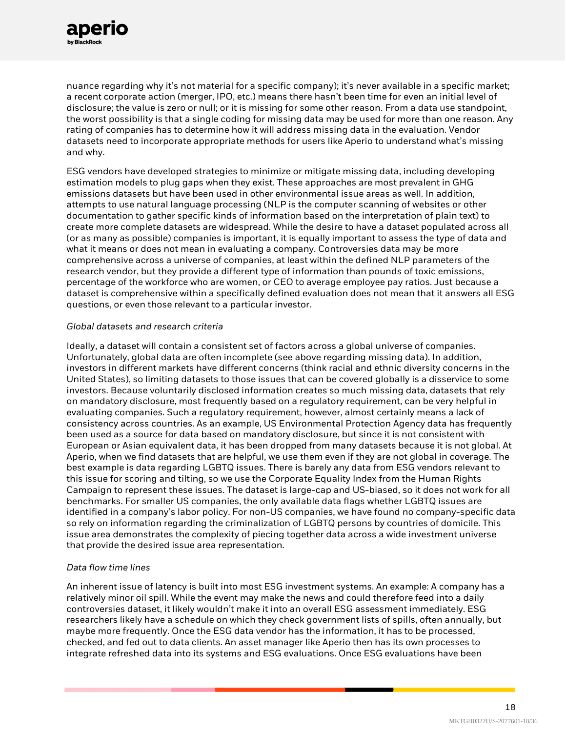nuance regarding why it's not material for a specific company); it's never available in a specific market; a recent corporate action (merger, IPO, etc.) means there hasn't been time for even an initial level of disclosure; the value is zero or null; or it is missing for some other reason. From a data use standpoint, the worst possibility is that a single coding for missing data may be used for more than one reason. Any rating of companies has to determine how it will address missing data in the evaluation. Vendor datasets need to incorporate appropriate methods for users like Aperio to understand what's missing and why.

ESG vendors have developed strategies to minimize or mitigate missing data, including developing estimation models to plug gaps when they exist. These approaches are most prevalent in GHG emissions datasets but have been used in other environmental issue areas as well. In addition, attempts to use natural language processing (NLP is the computer scanning of websites or other documentation to gather specific kinds of information based on the interpretation of plain text) to create more complete datasets are widespread. While the desire to have a dataset populated across all (or as many as possible) companies is important, it is equally important to assess the type of data and what it means or does not mean in evaluating a company. Controversies data may be more comprehensive across a universe of companies, at least within the defined NLP parameters of the research vendor, but they provide a different type of information than pounds of toxic emissions, percentage of the workforce who are women, or CEO to average employee pay ratios. Just because a dataset is comprehensive within a specifically defined evaluation does not mean that it answers all ESG questions, or even those relevant to a particular investor.

*Global datasets and research criteria*

Ideally, a dataset will contain a consistent set of factors across a global universe of companies. Unfortunately, global data are often incomplete (see above regarding missing data). In addition, investors in different markets have different concerns (think racial and ethnic diversity concerns in the United States), so limiting datasets to those issues that can be covered globally is a disservice to some investors. Because voluntarily disclosed information creates so much missing data, datasets that rely on mandatory disclosure, most frequently based on a regulatory requirement, can be very helpful in evaluating companies. Such a regulatory requirement, however, almost certainly means a lack of consistency across countries. As an example, US Environmental Protection Agency data has frequently been used as a source for data based on mandatory disclosure, but since it is not consistent with European or Asian equivalent data, it has been dropped from many datasets because it is not global. At Aperio, when we find datasets that are helpful, we use them even if they are not global in coverage. The best example is data regarding LGBTQ issues. There is barely any data from ESG vendors relevant to this issue for scoring and tilting, so we use the Corporate Equality Index from the Human Rights Campaign to represent these issues. The dataset is large-cap and US-biased, so it does not work for all benchmarks. For smaller US companies, the only available data flags whether LGBTQ issues are identified in a company's labor policy. For non-US companies, we have found no company-specific data so rely on information regarding the criminalization of LGBTQ persons by countries of domicile. This issue area demonstrates the complexity of piecing together data across a wide investment universe that provide the desired issue area representation.

*Data flow time lines*

An inherent issue of latency is built into most ESG investment systems. An example: A company has a relatively minor oil spill. While the event may make the news and could therefore feed into a daily controversies dataset, it likely wouldn't make it into an overall ESG assessment immediately. ESG researchers likely have a schedule on which they check government lists of spills, often annually, but maybe more frequently. Once the ESG data vendor has the information, it has to be processed, checked, and fed out to data clients. An asset manager like Aperio then has its own processes to integrate refreshed data into its systems and ESG evaluations. Once ESG evaluations have been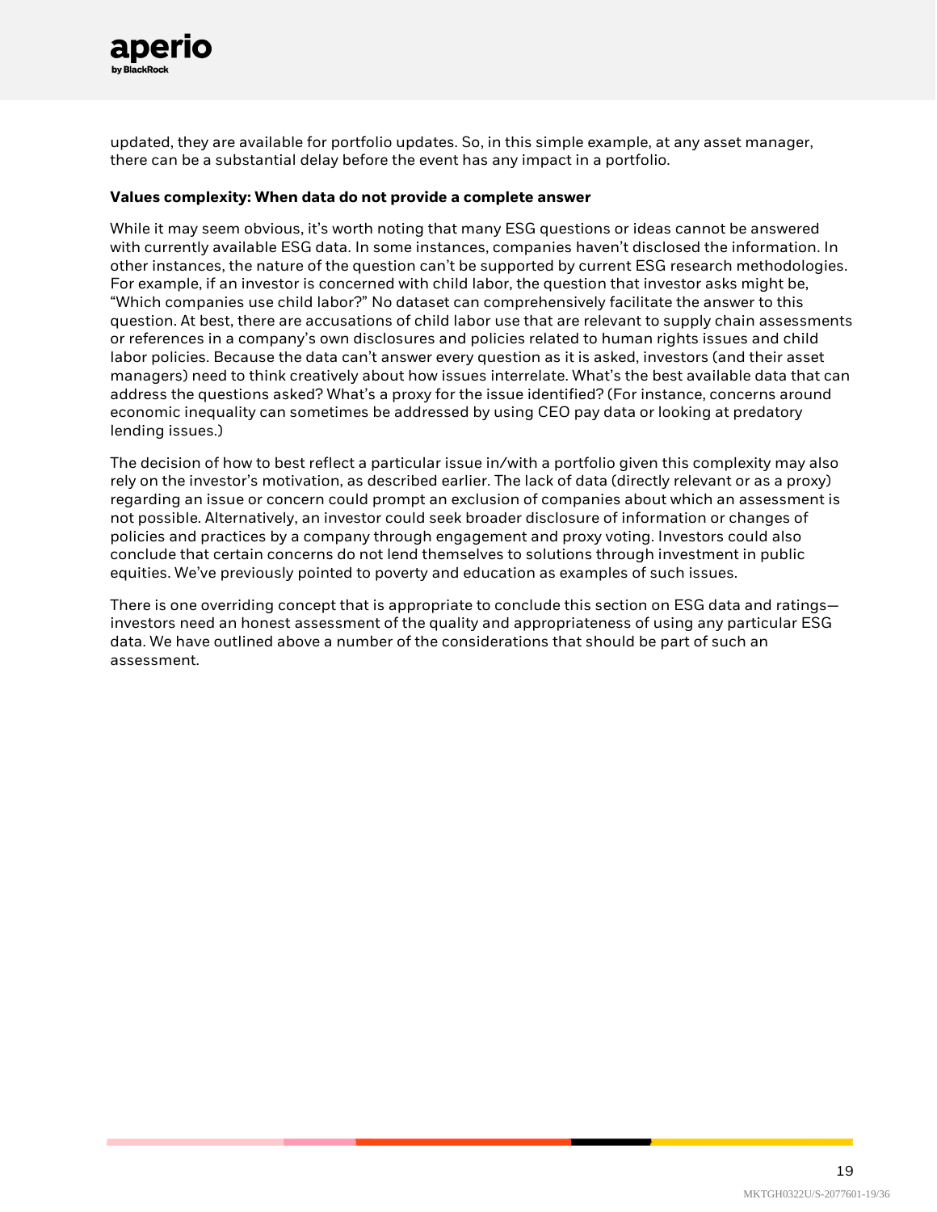updated, they are available for portfolio updates. So, in this simple example, at any asset manager, there can be a substantial delay before the event has any impact in a portfolio.

**Values complexity: When data do not provide a complete answer**

While it may seem obvious, it's worth noting that many ESG questions or ideas cannot be answered with currently available ESG data. In some instances, companies haven't disclosed the information. In other instances, the nature of the question can't be supported by current ESG research methodologies. For example, if an investor is concerned with child labor, the question that investor asks might be, "Which companies use child labor?" No dataset can comprehensively facilitate the answer to this question. At best, there are accusations of child labor use that are relevant to supply chain assessments or references in a company's own disclosures and policies related to human rights issues and child labor policies. Because the data can't answer every question as it is asked, investors (and their asset managers) need to think creatively about how issues interrelate. What's the best available data that can address the questions asked? What's a proxy for the issue identified? (For instance, concerns around economic inequality can sometimes be addressed by using CEO pay data or looking at predatory lending issues.)

The decision of how to best reflect a particular issue in/with a portfolio given this complexity may also rely on the investor's motivation, as described earlier. The lack of data (directly relevant or as a proxy) regarding an issue or concern could prompt an exclusion of companies about which an assessment is not possible. Alternatively, an investor could seek broader disclosure of information or changes of policies and practices by a company through engagement and proxy voting. Investors could also conclude that certain concerns do not lend themselves to solutions through investment in public equities. We've previously pointed to poverty and education as examples of such issues.

There is one overriding concept that is appropriate to conclude this section on ESG data and ratings—investors need an honest assessment of the quality and appropriateness of using any particular ESG data. We have outlined above a number of the considerations that should be part of such an assessment.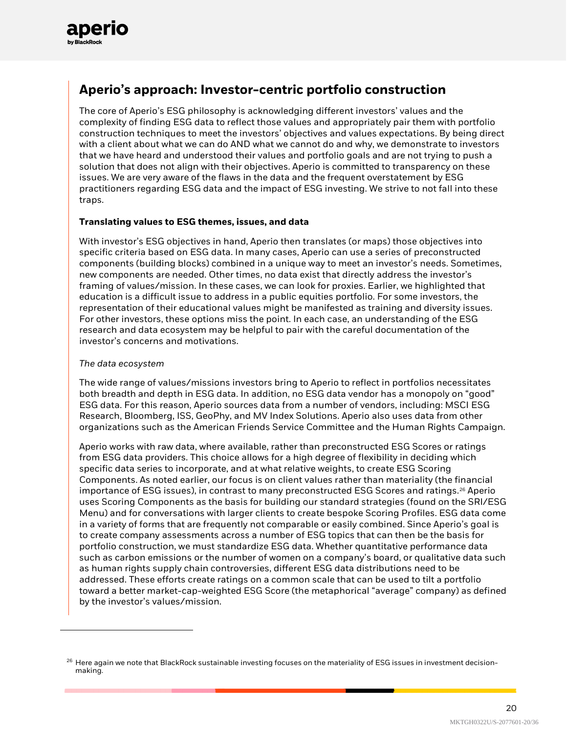## Aperio's approach: Investor-centric portfolio construction

The core of Aperio's ESG philosophy is acknowledging different investors' values and the complexity of finding ESG data to reflect those values and appropriately pair them with portfolio construction techniques to meet the investors' objectives and values expectations. By being direct with a client about what we can do AND what we cannot do and why, we demonstrate to investors that we have heard and understood their values and portfolio goals and are not trying to push a solution that does not align with their objectives. Aperio is committed to transparency on these issues. We are very aware of the flaws in the data and the frequent overstatement by ESG practitioners regarding ESG data and the impact of ESG investing. We strive to not fall into these traps.

**Translating values to ESG themes, issues, and data**

With investor's ESG objectives in hand, Aperio then translates (or maps) those objectives into specific criteria based on ESG data. In many cases, Aperio can use a series of preconstructed components (building blocks) combined in a unique way to meet an investor's needs. Sometimes, new components are needed. Other times, no data exist that directly address the investor's framing of values/mission. In these cases, we can look for proxies. Earlier, we highlighted that education is a difficult issue to address in a public equities portfolio. For some investors, the representation of their educational values might be manifested as training and diversity issues. For other investors, these options miss the point. In each case, an understanding of the ESG research and data ecosystem may be helpful to pair with the careful documentation of the investor's concerns and motivations.

*The data ecosystem*

The wide range of values/missions investors bring to Aperio to reflect in portfolios necessitates both breadth and depth in ESG data. In addition, no ESG data vendor has a monopoly on "good" ESG data. For this reason, Aperio sources data from a number of vendors, including: MSCI ESG Research, Bloomberg, ISS, GeoPhy, and MV Index Solutions. Aperio also uses data from other organizations such as the American Friends Service Committee and the Human Rights Campaign.

Aperio works with raw data, where available, rather than preconstructed ESG Scores or ratings from ESG data providers. This choice allows for a high degree of flexibility in deciding which specific data series to incorporate, and at what relative weights, to create ESG Scoring Components. As noted earlier, our focus is on client values rather than materiality (the financial importance of ESG issues), in contrast to many preconstructed ESG Scores and ratings.[26] Aperio uses Scoring Components as the basis for building our standard strategies (found on the SRI/ESG Menu) and for conversations with larger clients to create bespoke Scoring Profiles. ESG data come in a variety of forms that are frequently not comparable or easily combined. Since Aperio's goal is to create company assessments across a number of ESG topics that can then be the basis for portfolio construction, we must standardize ESG data. Whether quantitative performance data such as carbon emissions or the number of women on a company's board, or qualitative data such as human rights supply chain controversies, different ESG data distributions need to be addressed. These efforts create ratings on a common scale that can be used to tilt a portfolio toward a better market-cap-weighted ESG Score (the metaphorical "average" company) as defined by the investor's values/mission.

---

[26] Here again we note that BlackRock sustainable investing focuses on the materiality of ESG issues in investment decision-making.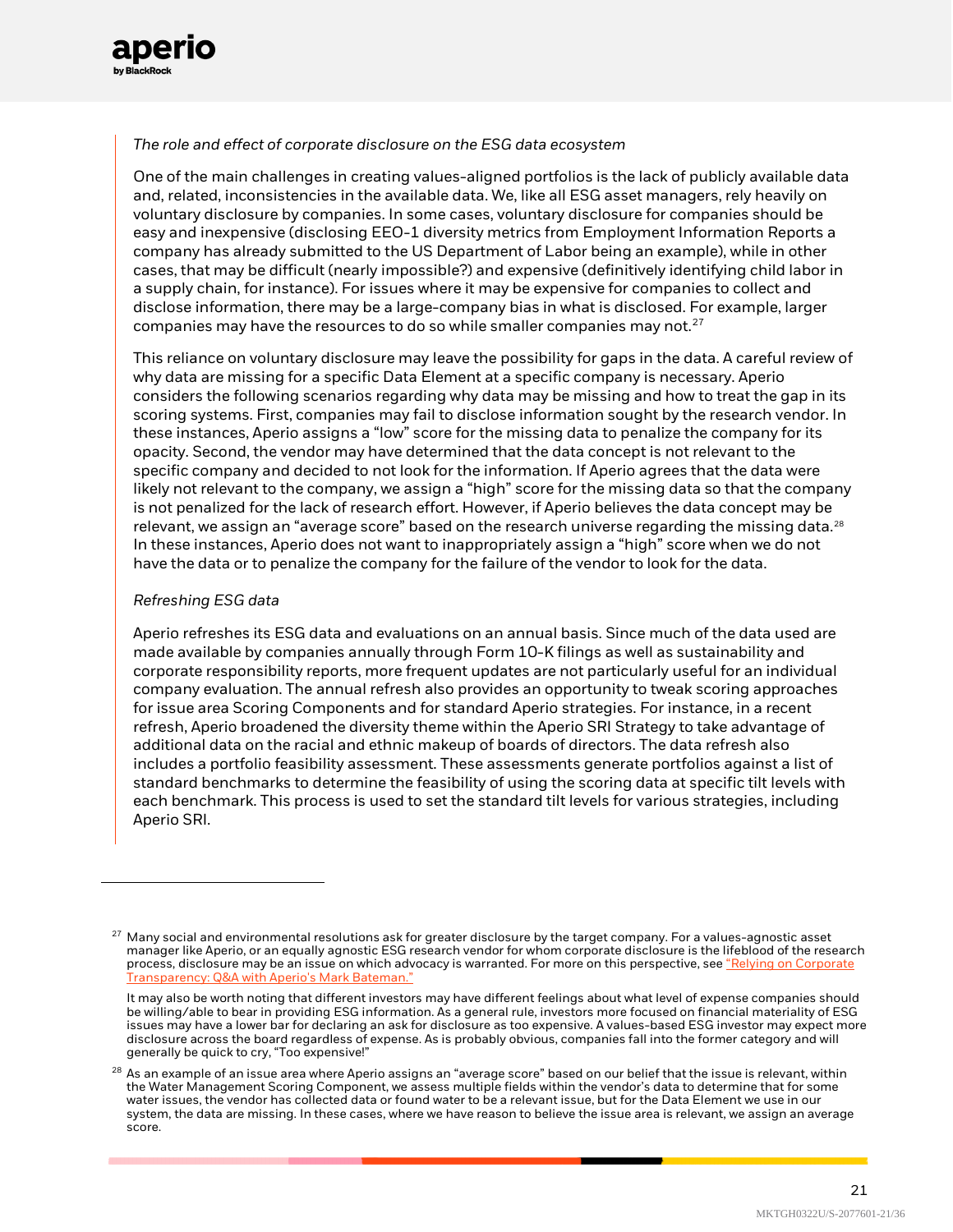*The role and effect of corporate disclosure on the ESG data ecosystem*

One of the main challenges in creating values-aligned portfolios is the lack of publicly available data and, related, inconsistencies in the available data. We, like all ESG asset managers, rely heavily on voluntary disclosure by companies. In some cases, voluntary disclosure for companies should be easy and inexpensive (disclosing EEO-1 diversity metrics from Employment Information Reports a company has already submitted to the US Department of Labor being an example), while in other cases, that may be difficult (nearly impossible?) and expensive (definitively identifying child labor in a supply chain, for instance). For issues where it may be expensive for companies to collect and disclose information, there may be a large-company bias in what is disclosed. For example, larger companies may have the resources to do so while smaller companies may not.[27]

This reliance on voluntary disclosure may leave the possibility for gaps in the data. A careful review of why data are missing for a specific Data Element at a specific company is necessary. Aperio considers the following scenarios regarding why data may be missing and how to treat the gap in its scoring systems. First, companies may fail to disclose information sought by the research vendor. In these instances, Aperio assigns a "low" score for the missing data to penalize the company for its opacity. Second, the vendor may have determined that the data concept is not relevant to the specific company and decided to not look for the information. If Aperio agrees that the data were likely not relevant to the company, we assign a "high" score for the missing data so that the company is not penalized for the lack of research effort. However, if Aperio believes the data concept may be relevant, we assign an "average score" based on the research universe regarding the missing data.[28] In these instances, Aperio does not want to inappropriately assign a "high" score when we do not have the data or to penalize the company for the failure of the vendor to look for the data.

*Refreshing ESG data*

Aperio refreshes its ESG data and evaluations on an annual basis. Since much of the data used are made available by companies annually through Form 10-K filings as well as sustainability and corporate responsibility reports, more frequent updates are not particularly useful for an individual company evaluation. The annual refresh also provides an opportunity to tweak scoring approaches for issue area Scoring Components and for standard Aperio strategies. For instance, in a recent refresh, Aperio broadened the diversity theme within the Aperio SRI Strategy to take advantage of additional data on the racial and ethnic makeup of boards of directors. The data refresh also includes a portfolio feasibility assessment. These assessments generate portfolios against a list of standard benchmarks to determine the feasibility of using the scoring data at specific tilt levels with each benchmark. This process is used to set the standard tilt levels for various strategies, including Aperio SRI.

---

[27] Many social and environmental resolutions ask for greater disclosure by the target company. For a values-agnostic asset manager like Aperio, or an equally agnostic ESG research vendor for whom corporate disclosure is the lifeblood of the research process, disclosure may be an issue on which advocacy is warranted. For more on this perspective, see "Relying on Corporate Transparency: Q&A with Aperio's Mark Bateman."

It may also be worth noting that different investors may have different feelings about what level of expense companies should be willing/able to bear in providing ESG information. As a general rule, investors more focused on financial materiality of ESG issues may have a lower bar for declaring an ask for disclosure as too expensive. A values-based ESG investor may expect more disclosure across the board regardless of expense. As is probably obvious, companies fall into the former category and will generally be quick to cry, "Too expensive!"

[28] As an example of an issue area where Aperio assigns an "average score" based on our belief that the issue is relevant, within the Water Management Scoring Component, we assess multiple fields within the vendor's data to determine that for some water issues, the vendor has collected data or found water to be a relevant issue, but for the Data Element we use in our system, the data are missing. In these cases, where we have reason to believe the issue area is relevant, we assign an average score.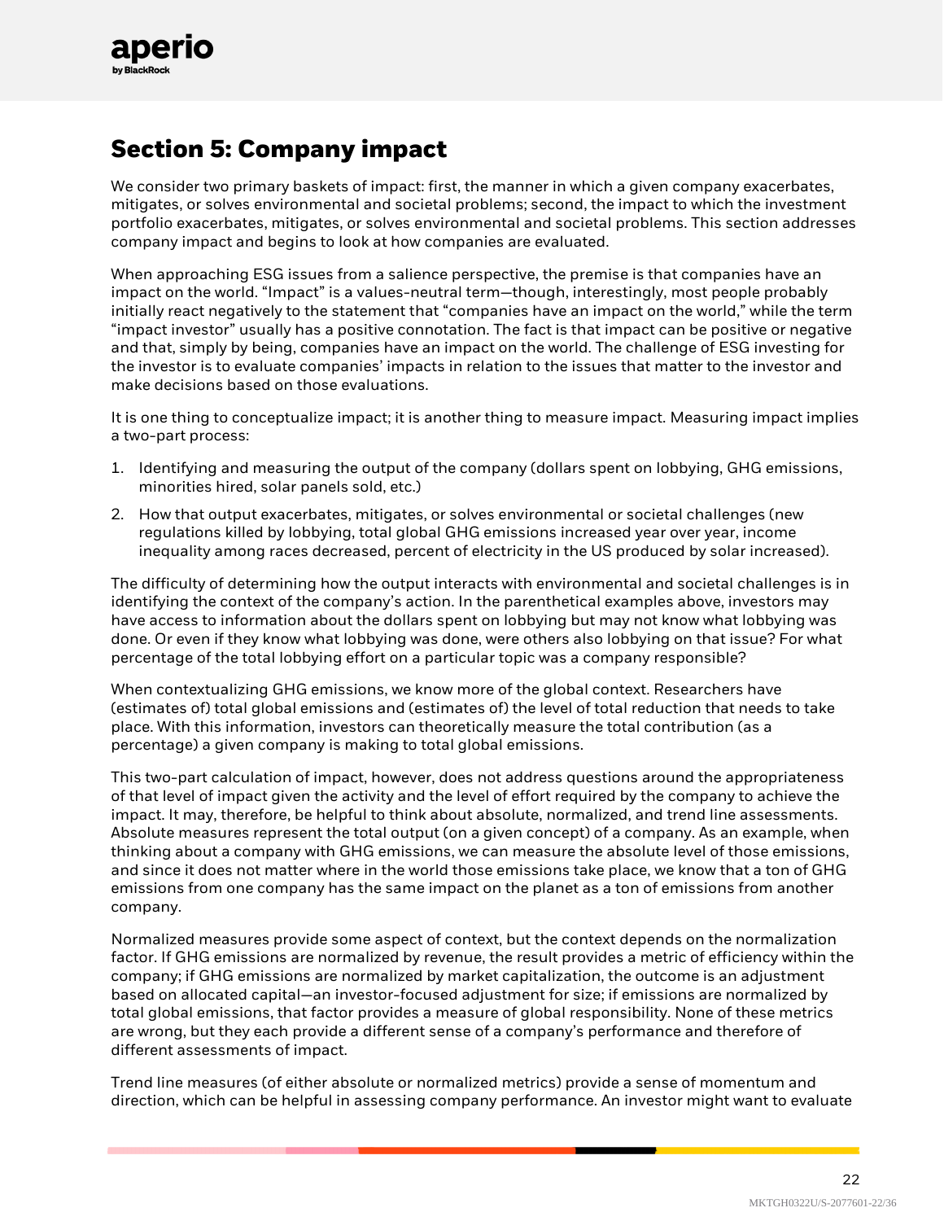## Section 5: Company impact

We consider two primary baskets of impact: first, the manner in which a given company exacerbates, mitigates, or solves environmental and societal problems; second, the impact to which the investment portfolio exacerbates, mitigates, or solves environmental and societal problems. This section addresses company impact and begins to look at how companies are evaluated.

When approaching ESG issues from a salience perspective, the premise is that companies have an impact on the world. "Impact" is a values-neutral term—though, interestingly, most people probably initially react negatively to the statement that "companies have an impact on the world," while the term "impact investor" usually has a positive connotation. The fact is that impact can be positive or negative and that, simply by being, companies have an impact on the world. The challenge of ESG investing for the investor is to evaluate companies' impacts in relation to the issues that matter to the investor and make decisions based on those evaluations.

It is one thing to conceptualize impact; it is another thing to measure impact. Measuring impact implies a two-part process:

1. Identifying and measuring the output of the company (dollars spent on lobbying, GHG emissions, minorities hired, solar panels sold, etc.)
2. How that output exacerbates, mitigates, or solves environmental or societal challenges (new regulations killed by lobbying, total global GHG emissions increased year over year, income inequality among races decreased, percent of electricity in the US produced by solar increased).

The difficulty of determining how the output interacts with environmental and societal challenges is in identifying the context of the company's action. In the parenthetical examples above, investors may have access to information about the dollars spent on lobbying but may not know what lobbying was done. Or even if they know what lobbying was done, were others also lobbying on that issue? For what percentage of the total lobbying effort on a particular topic was a company responsible?

When contextualizing GHG emissions, we know more of the global context. Researchers have (estimates of) total global emissions and (estimates of) the level of total reduction that needs to take place. With this information, investors can theoretically measure the total contribution (as a percentage) a given company is making to total global emissions.

This two-part calculation of impact, however, does not address questions around the appropriateness of that level of impact given the activity and the level of effort required by the company to achieve the impact. It may, therefore, be helpful to think about absolute, normalized, and trend line assessments. Absolute measures represent the total output (on a given concept) of a company. As an example, when thinking about a company with GHG emissions, we can measure the absolute level of those emissions, and since it does not matter where in the world those emissions take place, we know that a ton of GHG emissions from one company has the same impact on the planet as a ton of emissions from another company.

Normalized measures provide some aspect of context, but the context depends on the normalization factor. If GHG emissions are normalized by revenue, the result provides a metric of efficiency within the company; if GHG emissions are normalized by market capitalization, the outcome is an adjustment based on allocated capital—an investor-focused adjustment for size; if emissions are normalized by total global emissions, that factor provides a measure of global responsibility. None of these metrics are wrong, but they each provide a different sense of a company's performance and therefore of different assessments of impact.

Trend line measures (of either absolute or normalized metrics) provide a sense of momentum and direction, which can be helpful in assessing company performance. An investor might want to evaluate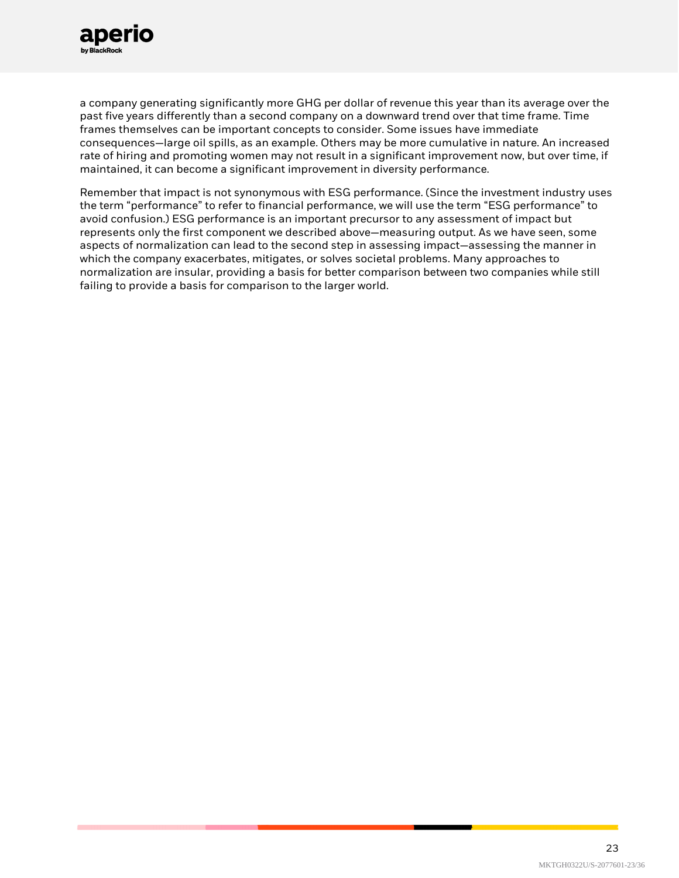a company generating significantly more GHG per dollar of revenue this year than its average over the past five years differently than a second company on a downward trend over that time frame. Time frames themselves can be important concepts to consider. Some issues have immediate consequences—large oil spills, as an example. Others may be more cumulative in nature. An increased rate of hiring and promoting women may not result in a significant improvement now, but over time, if maintained, it can become a significant improvement in diversity performance.

Remember that impact is not synonymous with ESG performance. (Since the investment industry uses the term "performance" to refer to financial performance, we will use the term "ESG performance" to avoid confusion.) ESG performance is an important precursor to any assessment of impact but represents only the first component we described above—measuring output. As we have seen, some aspects of normalization can lead to the second step in assessing impact—assessing the manner in which the company exacerbates, mitigates, or solves societal problems. Many approaches to normalization are insular, providing a basis for better comparison between two companies while still failing to provide a basis for comparison to the larger world.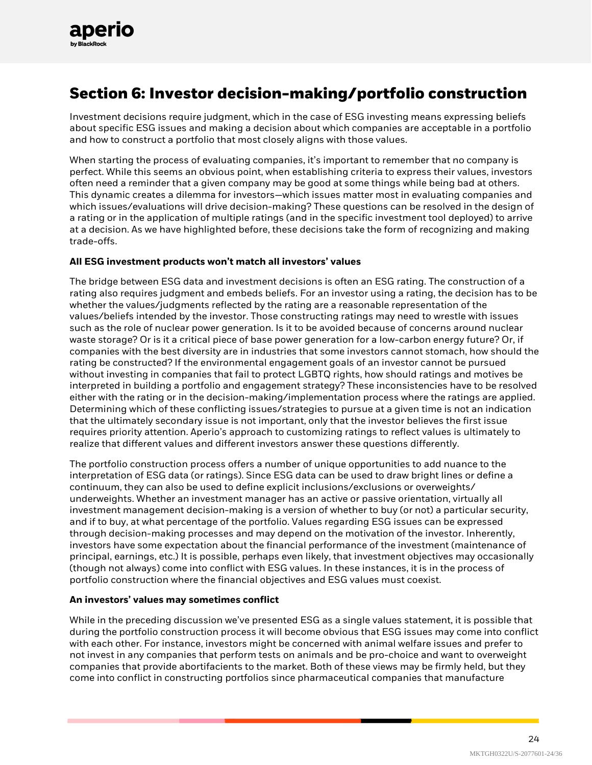## Section 6: Investor decision-making/portfolio construction

Investment decisions require judgment, which in the case of ESG investing means expressing beliefs about specific ESG issues and making a decision about which companies are acceptable in a portfolio and how to construct a portfolio that most closely aligns with those values.

When starting the process of evaluating companies, it's important to remember that no company is perfect. While this seems an obvious point, when establishing criteria to express their values, investors often need a reminder that a given company may be good at some things while being bad at others. This dynamic creates a dilemma for investors—which issues matter most in evaluating companies and which issues/evaluations will drive decision-making? These questions can be resolved in the design of a rating or in the application of multiple ratings (and in the specific investment tool deployed) to arrive at a decision. As we have highlighted before, these decisions take the form of recognizing and making trade-offs.

**All ESG investment products won't match all investors' values**

The bridge between ESG data and investment decisions is often an ESG rating. The construction of a rating also requires judgment and embeds beliefs. For an investor using a rating, the decision has to be whether the values/judgments reflected by the rating are a reasonable representation of the values/beliefs intended by the investor. Those constructing ratings may need to wrestle with issues such as the role of nuclear power generation. Is it to be avoided because of concerns around nuclear waste storage? Or is it a critical piece of base power generation for a low-carbon energy future? Or, if companies with the best diversity are in industries that some investors cannot stomach, how should the rating be constructed? If the environmental engagement goals of an investor cannot be pursued without investing in companies that fail to protect LGBTQ rights, how should ratings and motives be interpreted in building a portfolio and engagement strategy? These inconsistencies have to be resolved either with the rating or in the decision-making/implementation process where the ratings are applied. Determining which of these conflicting issues/strategies to pursue at a given time is not an indication that the ultimately secondary issue is not important, only that the investor believes the first issue requires priority attention. Aperio's approach to customizing ratings to reflect values is ultimately to realize that different values and different investors answer these questions differently.

The portfolio construction process offers a number of unique opportunities to add nuance to the interpretation of ESG data (or ratings). Since ESG data can be used to draw bright lines or define a continuum, they can also be used to define explicit inclusions/exclusions or overweights/underweights. Whether an investment manager has an active or passive orientation, virtually all investment management decision-making is a version of whether to buy (or not) a particular security, and if to buy, at what percentage of the portfolio. Values regarding ESG issues can be expressed through decision-making processes and may depend on the motivation of the investor. Inherently, investors have some expectation about the financial performance of the investment (maintenance of principal, earnings, etc.) It is possible, perhaps even likely, that investment objectives may occasionally (though not always) come into conflict with ESG values. In these instances, it is in the process of portfolio construction where the financial objectives and ESG values must coexist.

**An investors' values may sometimes conflict**

While in the preceding discussion we've presented ESG as a single values statement, it is possible that during the portfolio construction process it will become obvious that ESG issues may come into conflict with each other. For instance, investors might be concerned with animal welfare issues and prefer to not invest in any companies that perform tests on animals and be pro-choice and want to overweight companies that provide abortifacients to the market. Both of these views may be firmly held, but they come into conflict in constructing portfolios since pharmaceutical companies that manufacture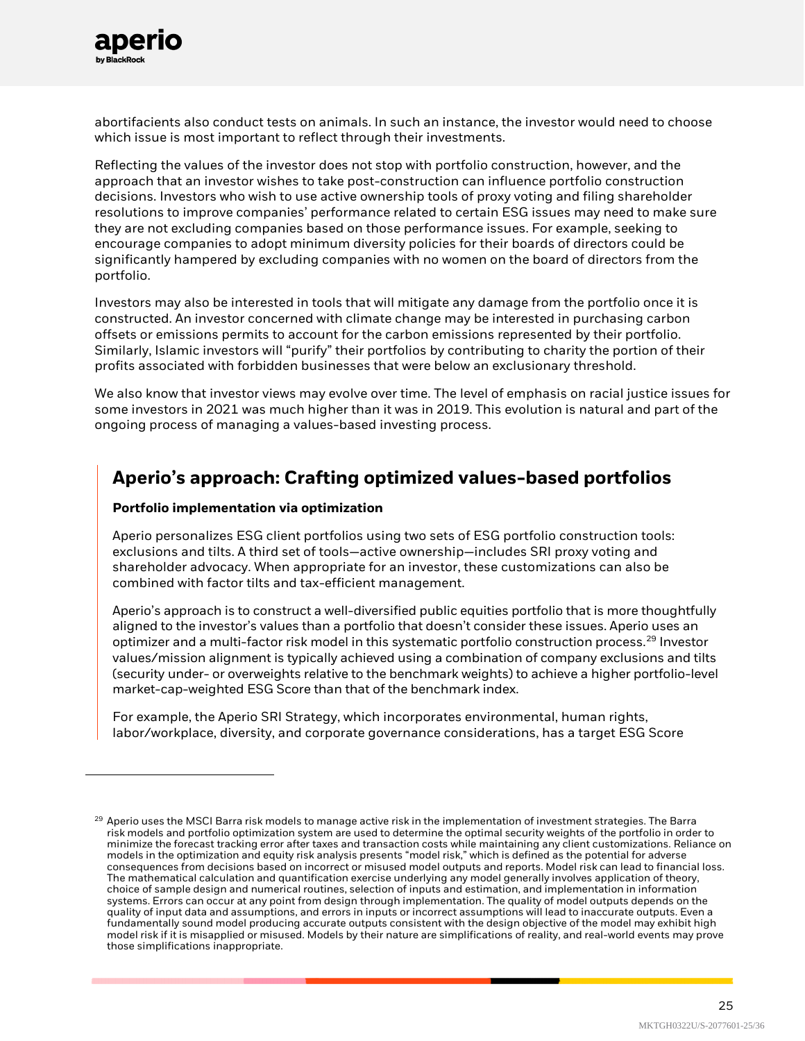abortifacients also conduct tests on animals. In such an instance, the investor would need to choose which issue is most important to reflect through their investments.

Reflecting the values of the investor does not stop with portfolio construction, however, and the approach that an investor wishes to take post-construction can influence portfolio construction decisions. Investors who wish to use active ownership tools of proxy voting and filing shareholder resolutions to improve companies' performance related to certain ESG issues may need to make sure they are not excluding companies based on those performance issues. For example, seeking to encourage companies to adopt minimum diversity policies for their boards of directors could be significantly hampered by excluding companies with no women on the board of directors from the portfolio.

Investors may also be interested in tools that will mitigate any damage from the portfolio once it is constructed. An investor concerned with climate change may be interested in purchasing carbon offsets or emissions permits to account for the carbon emissions represented by their portfolio. Similarly, Islamic investors will "purify" their portfolios by contributing to charity the portion of their profits associated with forbidden businesses that were below an exclusionary threshold.

We also know that investor views may evolve over time. The level of emphasis on racial justice issues for some investors in 2021 was much higher than it was in 2019. This evolution is natural and part of the ongoing process of managing a values-based investing process.

## Aperio's approach: Crafting optimized values-based portfolios

**Portfolio implementation via optimization**

Aperio personalizes ESG client portfolios using two sets of ESG portfolio construction tools: exclusions and tilts. A third set of tools—active ownership—includes SRI proxy voting and shareholder advocacy. When appropriate for an investor, these customizations can also be combined with factor tilts and tax-efficient management.

Aperio's approach is to construct a well-diversified public equities portfolio that is more thoughtfully aligned to the investor's values than a portfolio that doesn't consider these issues. Aperio uses an optimizer and a multi-factor risk model in this systematic portfolio construction process.[29] Investor values/mission alignment is typically achieved using a combination of company exclusions and tilts (security under- or overweights relative to the benchmark weights) to achieve a higher portfolio-level market-cap-weighted ESG Score than that of the benchmark index.

For example, the Aperio SRI Strategy, which incorporates environmental, human rights, labor/workplace, diversity, and corporate governance considerations, has a target ESG Score

---

[29] Aperio uses the MSCI Barra risk models to manage active risk in the implementation of investment strategies. The Barra risk models and portfolio optimization system are used to determine the optimal security weights of the portfolio in order to minimize the forecast tracking error after taxes and transaction costs while maintaining any client customizations. Reliance on models in the optimization and equity risk analysis presents "model risk," which is defined as the potential for adverse consequences from decisions based on incorrect or misused model outputs and reports. Model risk can lead to financial loss. The mathematical calculation and quantification exercise underlying any model generally involves application of theory, choice of sample design and numerical routines, selection of inputs and estimation, and implementation in information systems. Errors can occur at any point from design through implementation. The quality of model outputs depends on the quality of input data and assumptions, and errors in inputs or incorrect assumptions will lead to inaccurate outputs. Even a fundamentally sound model producing accurate outputs consistent with the design objective of the model may exhibit high model risk if it is misapplied or misused. Models by their nature are simplifications of reality, and real-world events may prove those simplifications inappropriate.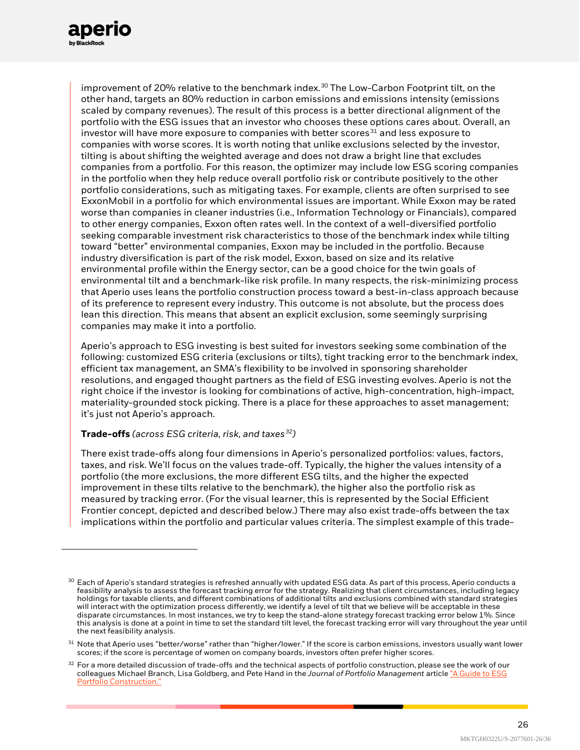improvement of 20% relative to the benchmark index.[30] The Low-Carbon Footprint tilt, on the other hand, targets an 80% reduction in carbon emissions and emissions intensity (emissions scaled by company revenues). The result of this process is a better directional alignment of the portfolio with the ESG issues that an investor who chooses these options cares about. Overall, an investor will have more exposure to companies with better scores[31] and less exposure to companies with worse scores. It is worth noting that unlike exclusions selected by the investor, tilting is about shifting the weighted average and does not draw a bright line that excludes companies from a portfolio. For this reason, the optimizer may include low ESG scoring companies in the portfolio when they help reduce overall portfolio risk or contribute positively to the other portfolio considerations, such as mitigating taxes. For example, clients are often surprised to see ExxonMobil in a portfolio for which environmental issues are important. While Exxon may be rated worse than companies in cleaner industries (i.e., Information Technology or Financials), compared to other energy companies, Exxon often rates well. In the context of a well-diversified portfolio seeking comparable investment risk characteristics to those of the benchmark index while tilting toward "better" environmental companies, Exxon may be included in the portfolio. Because industry diversification is part of the risk model, Exxon, based on size and its relative environmental profile within the Energy sector, can be a good choice for the twin goals of environmental tilt and a benchmark-like risk profile. In many respects, the risk-minimizing process that Aperio uses leans the portfolio construction process toward a best-in-class approach because of its preference to represent every industry. This outcome is not absolute, but the process does lean this direction. This means that absent an explicit exclusion, some seemingly surprising companies may make it into a portfolio.

Aperio's approach to ESG investing is best suited for investors seeking some combination of the following: customized ESG criteria (exclusions or tilts), tight tracking error to the benchmark index, efficient tax management, an SMA's flexibility to be involved in sponsoring shareholder resolutions, and engaged thought partners as the field of ESG investing evolves. Aperio is not the right choice if the investor is looking for combinations of active, high-concentration, high-impact, materiality-grounded stock picking. There is a place for these approaches to asset management; it's just not Aperio's approach.

**Trade-offs** *(across ESG criteria, risk, and taxes[32])*

There exist trade-offs along four dimensions in Aperio's personalized portfolios: values, factors, taxes, and risk. We'll focus on the values trade-off. Typically, the higher the values intensity of a portfolio (the more exclusions, the more different ESG tilts, and the higher the expected improvement in these tilts relative to the benchmark), the higher also the portfolio risk as measured by tracking error. (For the visual learner, this is represented by the Social Efficient Frontier concept, depicted and described below.) There may also exist trade-offs between the tax implications within the portfolio and particular values criteria. The simplest example of this trade-

---

[30] Each of Aperio's standard strategies is refreshed annually with updated ESG data. As part of this process, Aperio conducts a feasibility analysis to assess the forecast tracking error for the strategy. Realizing that client circumstances, including legacy holdings for taxable clients, and different combinations of additional tilts and exclusions combined with standard strategies will interact with the optimization process differently, we identify a level of tilt that we believe will be acceptable in these disparate circumstances. In most instances, we try to keep the stand-alone strategy forecast tracking error below 1%. Since this analysis is done at a point in time to set the standard tilt level, the forecast tracking error will vary throughout the year until the next feasibility analysis.

[31] Note that Aperio uses "better/worse" rather than "higher/lower." If the score is carbon emissions, investors usually want lower scores; if the score is percentage of women on company boards, investors often prefer higher scores.

[32] For a more detailed discussion of trade-offs and the technical aspects of portfolio construction, please see the work of our colleagues Michael Branch, Lisa Goldberg, and Pete Hand in the *Journal of Portfolio Management* article "A Guide to ESG Portfolio Construction."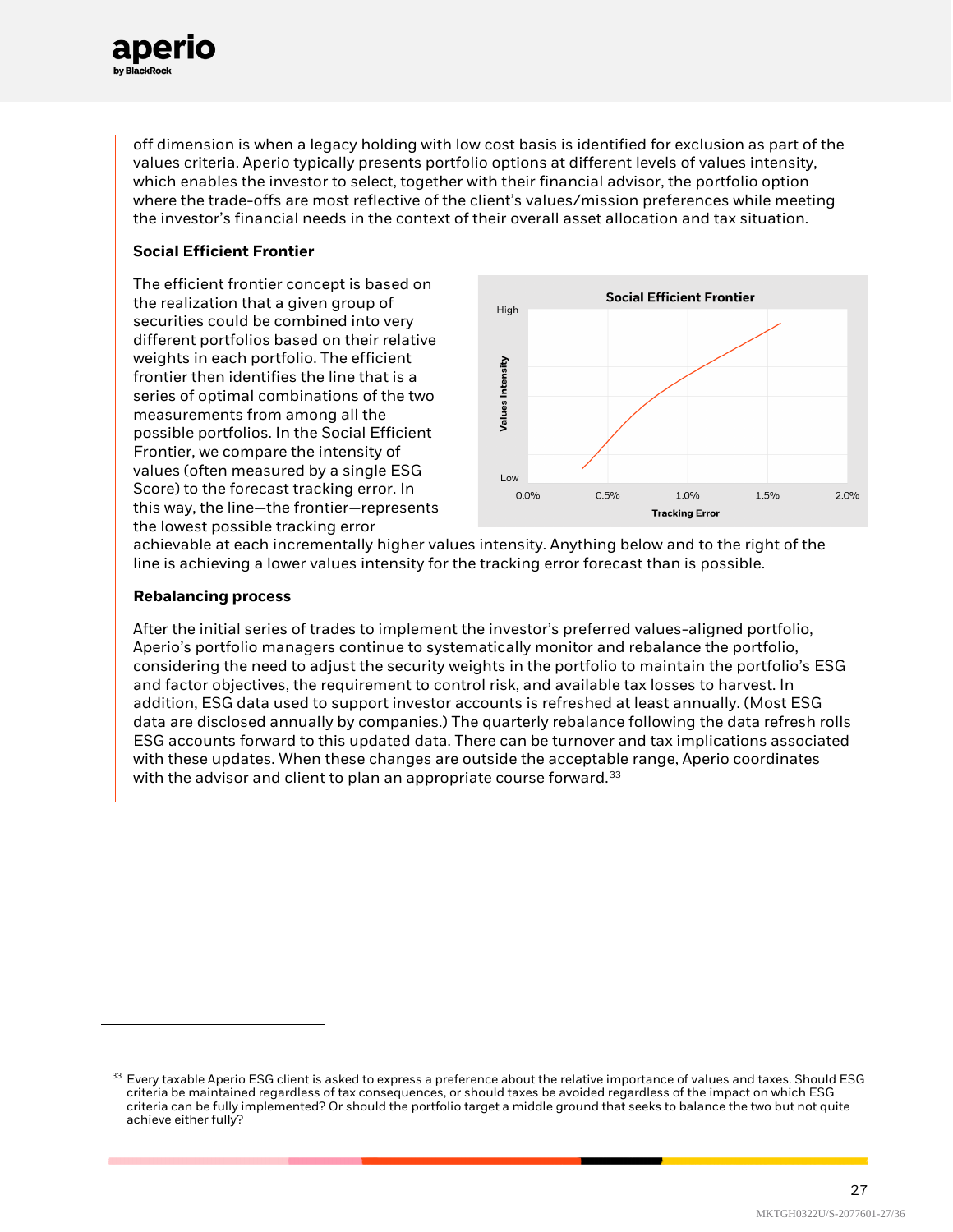off dimension is when a legacy holding with low cost basis is identified for exclusion as part of the values criteria. Aperio typically presents portfolio options at different levels of values intensity, which enables the investor to select, together with their financial advisor, the portfolio option where the trade-offs are most reflective of the client's values/mission preferences while meeting the investor's financial needs in the context of their overall asset allocation and tax situation.

**Social Efficient Frontier**

The efficient frontier concept is based on the realization that a given group of securities could be combined into very different portfolios based on their relative weights in each portfolio. The efficient frontier then identifies the line that is a series of optimal combinations of the two measurements from among all the possible portfolios. In the Social Efficient Frontier, we compare the intensity of values (often measured by a single ESG Score) to the forecast tracking error. In this way, the line—the frontier—represents the lowest possible tracking error achievable at each incrementally higher values intensity. Anything below and to the right of the line is achieving a lower values intensity for the tracking error forecast than is possible.

**Rebalancing process**

After the initial series of trades to implement the investor's preferred values-aligned portfolio, Aperio's portfolio managers continue to systematically monitor and rebalance the portfolio, considering the need to adjust the security weights in the portfolio to maintain the portfolio's ESG and factor objectives, the requirement to control risk, and available tax losses to harvest. In addition, ESG data used to support investor accounts is refreshed at least annually. (Most ESG data are disclosed annually by companies.) The quarterly rebalance following the data refresh rolls ESG accounts forward to this updated data. There can be turnover and tax implications associated with these updates. When these changes are outside the acceptable range, Aperio coordinates with the advisor and client to plan an appropriate course forward.[33]

[33] Every taxable Aperio ESG client is asked to express a preference about the relative importance of values and taxes. Should ESG criteria be maintained regardless of tax consequences, or should taxes be avoided regardless of the impact on which ESG criteria can be fully implemented? Or should the portfolio target a middle ground that seeks to balance the two but not quite achieve either fully?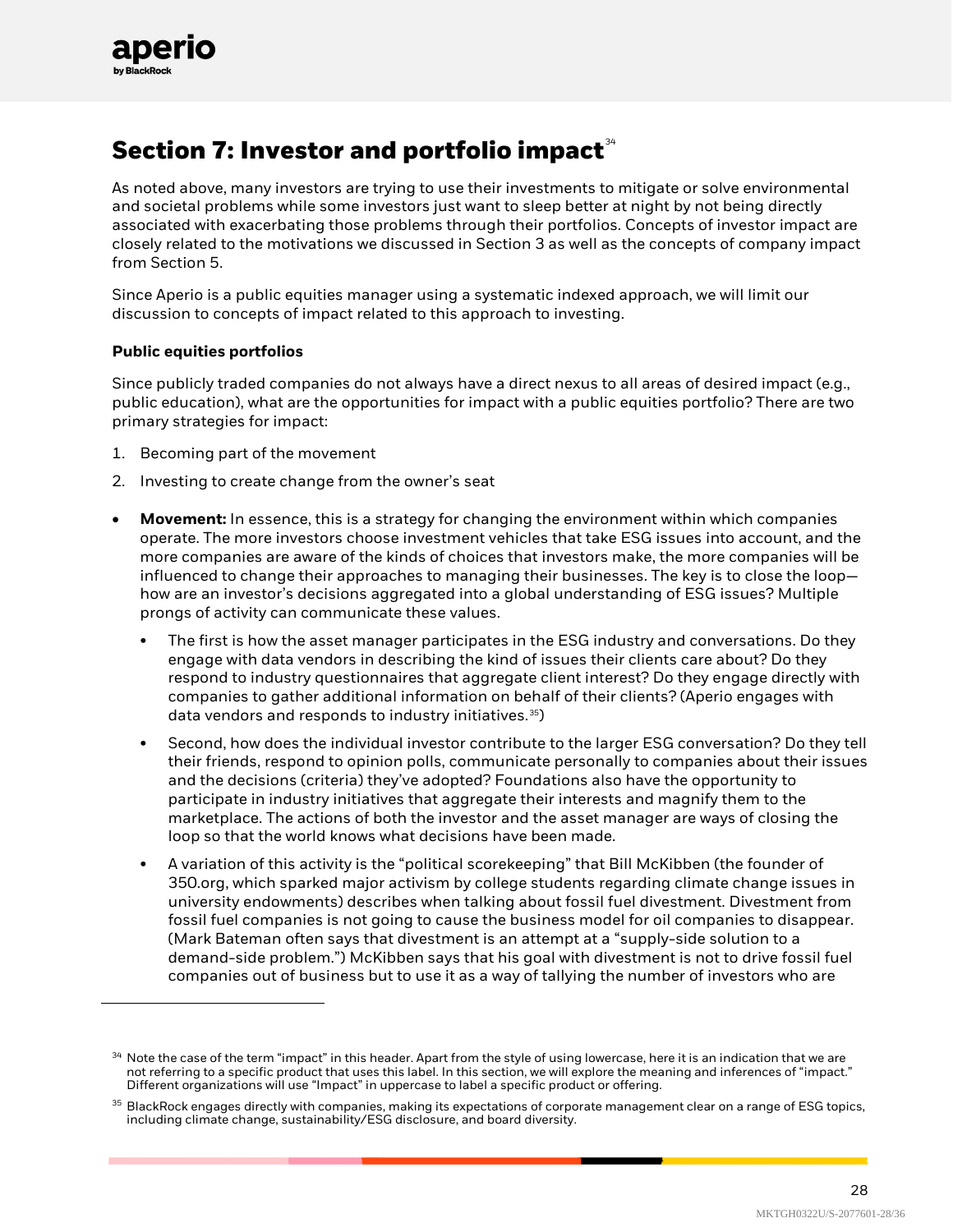## Section 7: Investor and portfolio impact[34]

As noted above, many investors are trying to use their investments to mitigate or solve environmental and societal problems while some investors just want to sleep better at night by not being directly associated with exacerbating those problems through their portfolios. Concepts of investor impact are closely related to the motivations we discussed in Section 3 as well as the concepts of company impact from Section 5.

Since Aperio is a public equities manager using a systematic indexed approach, we will limit our discussion to concepts of impact related to this approach to investing.

**Public equities portfolios**

Since publicly traded companies do not always have a direct nexus to all areas of desired impact (e.g., public education), what are the opportunities for impact with a public equities portfolio? There are two primary strategies for impact:

1. Becoming part of the movement
2. Investing to create change from the owner's seat

- **Movement:** In essence, this is a strategy for changing the environment within which companies operate. The more investors choose investment vehicles that take ESG issues into account, and the more companies are aware of the kinds of choices that investors make, the more companies will be influenced to change their approaches to managing their businesses. The key is to close the loop—how are an investor's decisions aggregated into a global understanding of ESG issues? Multiple prongs of activity can communicate these values.
  - The first is how the asset manager participates in the ESG industry and conversations. Do they engage with data vendors in describing the kind of issues their clients care about? Do they respond to industry questionnaires that aggregate client interest? Do they engage directly with companies to gather additional information on behalf of their clients? (Aperio engages with data vendors and responds to industry initiatives.[35])
  - Second, how does the individual investor contribute to the larger ESG conversation? Do they tell their friends, respond to opinion polls, communicate personally to companies about their issues and the decisions (criteria) they've adopted? Foundations also have the opportunity to participate in industry initiatives that aggregate their interests and magnify them to the marketplace. The actions of both the investor and the asset manager are ways of closing the loop so that the world knows what decisions have been made.
  - A variation of this activity is the "political scorekeeping" that Bill McKibben (the founder of 350.org, which sparked major activism by college students regarding climate change issues in university endowments) describes when talking about fossil fuel divestment. Divestment from fossil fuel companies is not going to cause the business model for oil companies to disappear. (Mark Bateman often says that divestment is an attempt at a "supply-side solution to a demand-side problem.") McKibben says that his goal with divestment is not to drive fossil fuel companies out of business but to use it as a way of tallying the number of investors who are

---

[34] Note the case of the term "impact" in this header. Apart from the style of using lowercase, here it is an indication that we are not referring to a specific product that uses this label. In this section, we will explore the meaning and inferences of "impact." Different organizations will use "Impact" in uppercase to label a specific product or offering.

[35] BlackRock engages directly with companies, making its expectations of corporate management clear on a range of ESG topics, including climate change, sustainability/ESG disclosure, and board diversity.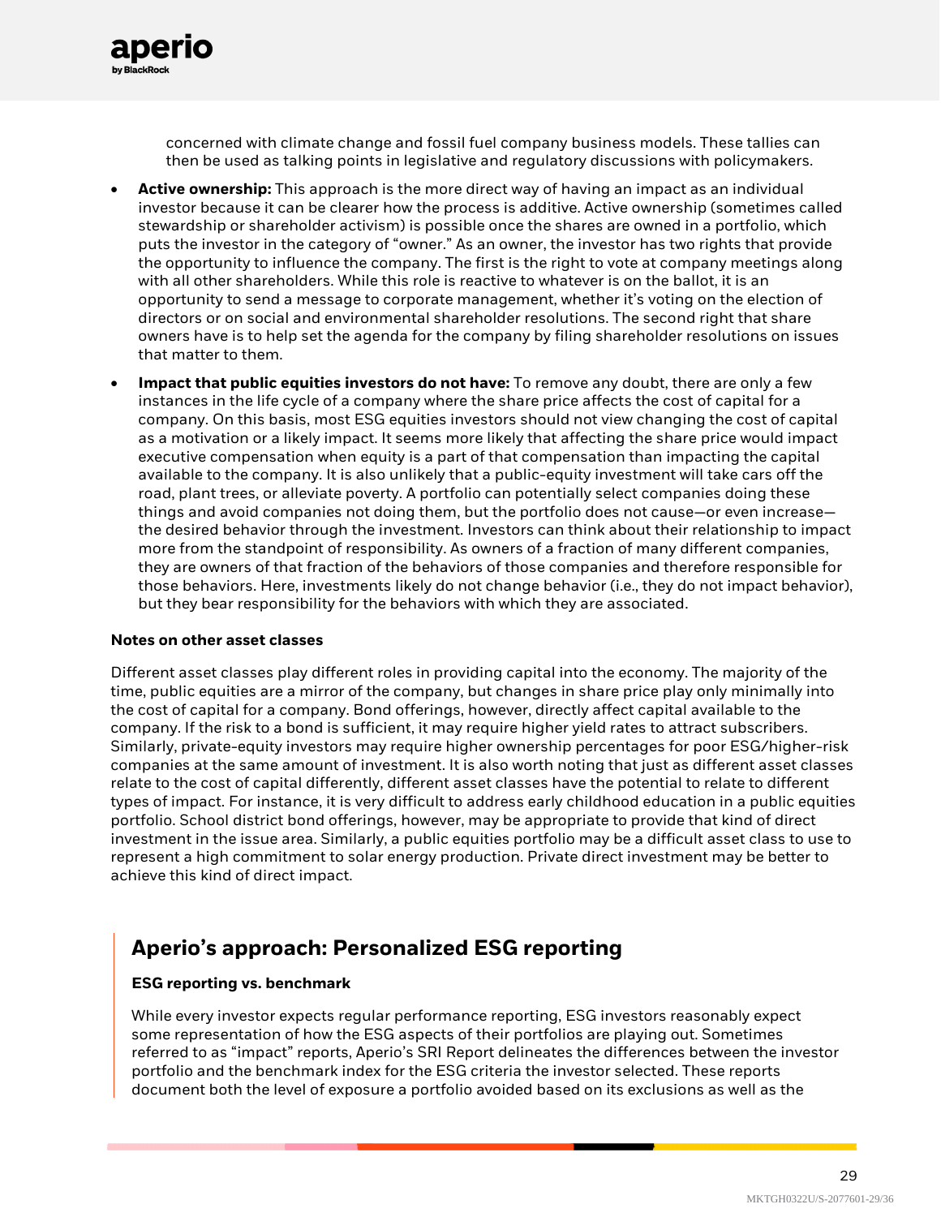concerned with climate change and fossil fuel company business models. These tallies can then be used as talking points in legislative and regulatory discussions with policymakers.

- **Active ownership:** This approach is the more direct way of having an impact as an individual investor because it can be clearer how the process is additive. Active ownership (sometimes called stewardship or shareholder activism) is possible once the shares are owned in a portfolio, which puts the investor in the category of "owner." As an owner, the investor has two rights that provide the opportunity to influence the company. The first is the right to vote at company meetings along with all other shareholders. While this role is reactive to whatever is on the ballot, it is an opportunity to send a message to corporate management, whether it's voting on the election of directors or on social and environmental shareholder resolutions. The second right that share owners have is to help set the agenda for the company by filing shareholder resolutions on issues that matter to them.
- **Impact that public equities investors do not have:** To remove any doubt, there are only a few instances in the life cycle of a company where the share price affects the cost of capital for a company. On this basis, most ESG equities investors should not view changing the cost of capital as a motivation or a likely impact. It seems more likely that affecting the share price would impact executive compensation when equity is a part of that compensation than impacting the capital available to the company. It is also unlikely that a public-equity investment will take cars off the road, plant trees, or alleviate poverty. A portfolio can potentially select companies doing these things and avoid companies not doing them, but the portfolio does not cause—or even increase—the desired behavior through the investment. Investors can think about their relationship to impact more from the standpoint of responsibility. As owners of a fraction of many different companies, they are owners of that fraction of the behaviors of those companies and therefore responsible for those behaviors. Here, investments likely do not change behavior (i.e., they do not impact behavior), but they bear responsibility for the behaviors with which they are associated.

**Notes on other asset classes**

Different asset classes play different roles in providing capital into the economy. The majority of the time, public equities are a mirror of the company, but changes in share price play only minimally into the cost of capital for a company. Bond offerings, however, directly affect capital available to the company. If the risk to a bond is sufficient, it may require higher yield rates to attract subscribers. Similarly, private-equity investors may require higher ownership percentages for poor ESG/higher-risk companies at the same amount of investment. It is also worth noting that just as different asset classes relate to the cost of capital differently, different asset classes have the potential to relate to different types of impact. For instance, it is very difficult to address early childhood education in a public equities portfolio. School district bond offerings, however, may be appropriate to provide that kind of direct investment in the issue area. Similarly, a public equities portfolio may be a difficult asset class to use to represent a high commitment to solar energy production. Private direct investment may be better to achieve this kind of direct impact.

## Aperio's approach: Personalized ESG reporting

**ESG reporting vs. benchmark**

While every investor expects regular performance reporting, ESG investors reasonably expect some representation of how the ESG aspects of their portfolios are playing out. Sometimes referred to as "impact" reports, Aperio's SRI Report delineates the differences between the investor portfolio and the benchmark index for the ESG criteria the investor selected. These reports document both the level of exposure a portfolio avoided based on its exclusions as well as the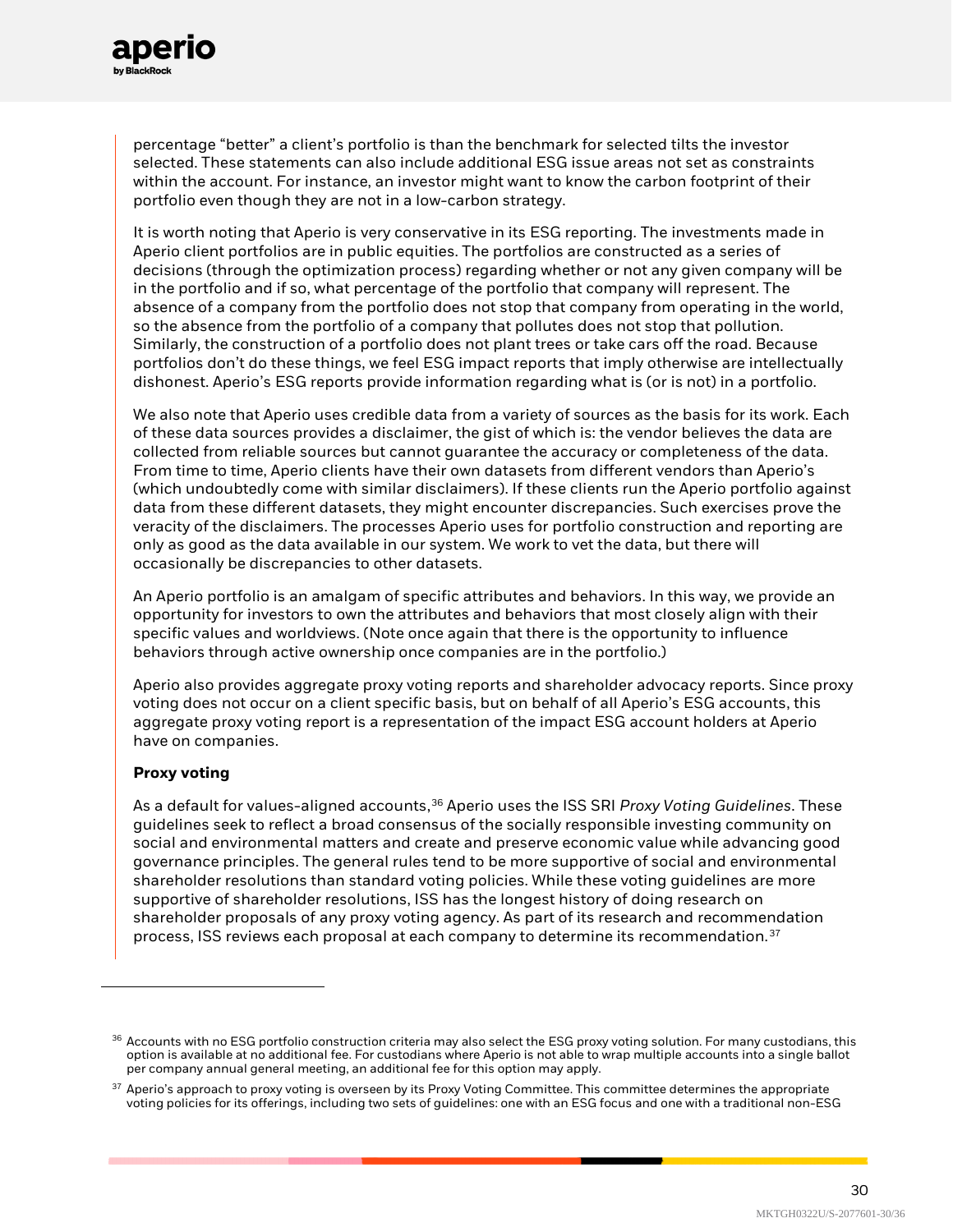percentage "better" a client's portfolio is than the benchmark for selected tilts the investor selected. These statements can also include additional ESG issue areas not set as constraints within the account. For instance, an investor might want to know the carbon footprint of their portfolio even though they are not in a low-carbon strategy.

It is worth noting that Aperio is very conservative in its ESG reporting. The investments made in Aperio client portfolios are in public equities. The portfolios are constructed as a series of decisions (through the optimization process) regarding whether or not any given company will be in the portfolio and if so, what percentage of the portfolio that company will represent. The absence of a company from the portfolio does not stop that company from operating in the world, so the absence from the portfolio of a company that pollutes does not stop that pollution. Similarly, the construction of a portfolio does not plant trees or take cars off the road. Because portfolios don't do these things, we feel ESG impact reports that imply otherwise are intellectually dishonest. Aperio's ESG reports provide information regarding what is (or is not) in a portfolio.

We also note that Aperio uses credible data from a variety of sources as the basis for its work. Each of these data sources provides a disclaimer, the gist of which is: the vendor believes the data are collected from reliable sources but cannot guarantee the accuracy or completeness of the data. From time to time, Aperio clients have their own datasets from different vendors than Aperio's (which undoubtedly come with similar disclaimers). If these clients run the Aperio portfolio against data from these different datasets, they might encounter discrepancies. Such exercises prove the veracity of the disclaimers. The processes Aperio uses for portfolio construction and reporting are only as good as the data available in our system. We work to vet the data, but there will occasionally be discrepancies to other datasets.

An Aperio portfolio is an amalgam of specific attributes and behaviors. In this way, we provide an opportunity for investors to own the attributes and behaviors that most closely align with their specific values and worldviews. (Note once again that there is the opportunity to influence behaviors through active ownership once companies are in the portfolio.)

Aperio also provides aggregate proxy voting reports and shareholder advocacy reports. Since proxy voting does not occur on a client specific basis, but on behalf of all Aperio's ESG accounts, this aggregate proxy voting report is a representation of the impact ESG account holders at Aperio have on companies.

**Proxy voting**

As a default for values-aligned accounts,[36] Aperio uses the ISS SRI *Proxy Voting Guidelines*. These guidelines seek to reflect a broad consensus of the socially responsible investing community on social and environmental matters and create and preserve economic value while advancing good governance principles. The general rules tend to be more supportive of social and environmental shareholder resolutions than standard voting policies. While these voting guidelines are more supportive of shareholder resolutions, ISS has the longest history of doing research on shareholder proposals of any proxy voting agency. As part of its research and recommendation process, ISS reviews each proposal at each company to determine its recommendation.[37]

---

[36] Accounts with no ESG portfolio construction criteria may also select the ESG proxy voting solution. For many custodians, this option is available at no additional fee. For custodians where Aperio is not able to wrap multiple accounts into a single ballot per company annual general meeting, an additional fee for this option may apply.

[37] Aperio's approach to proxy voting is overseen by its Proxy Voting Committee. This committee determines the appropriate voting policies for its offerings, including two sets of guidelines: one with an ESG focus and one with a traditional non-ESG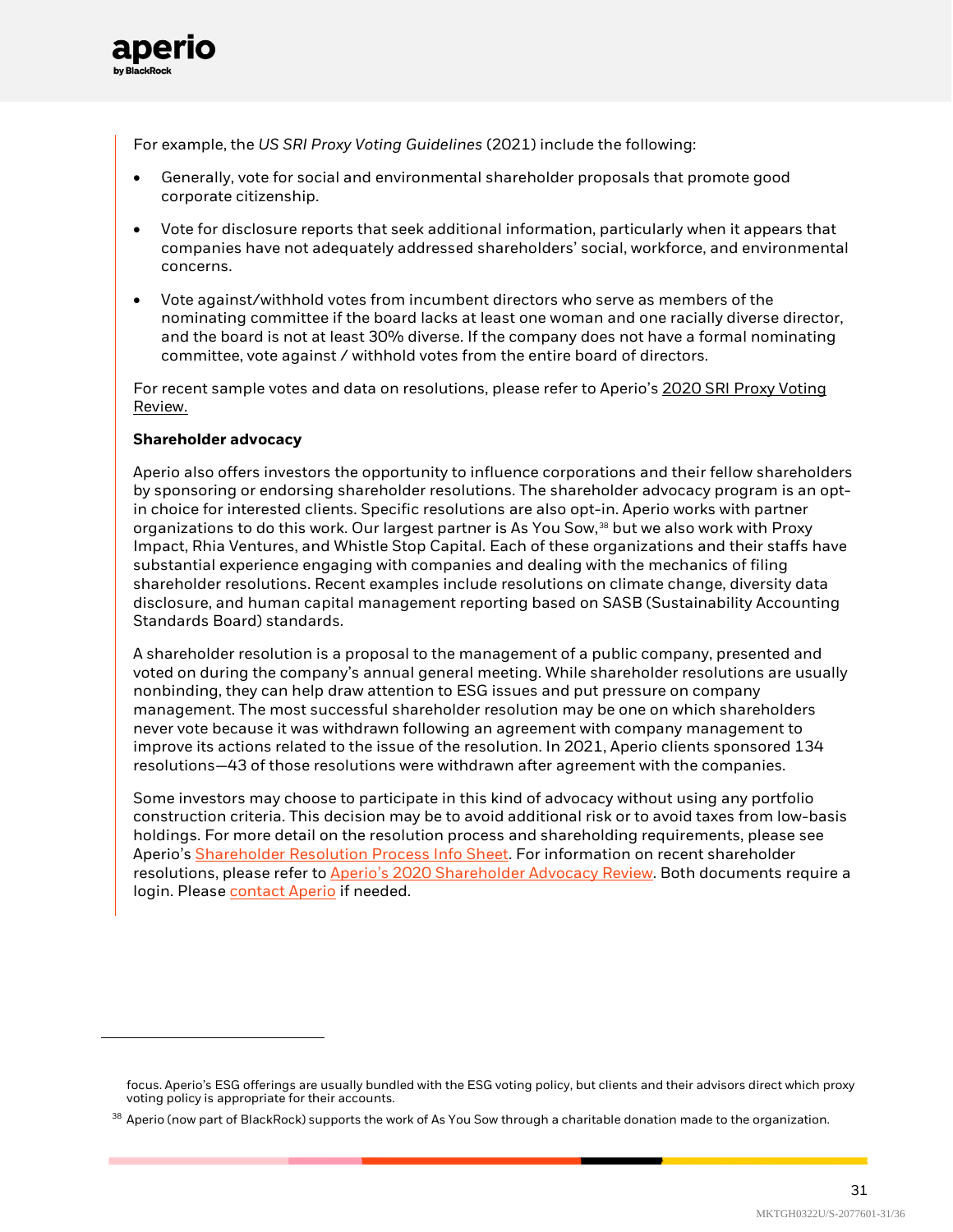For example, the *US SRI Proxy Voting Guidelines* (2021) include the following:

- Generally, vote for social and environmental shareholder proposals that promote good corporate citizenship.
- Vote for disclosure reports that seek additional information, particularly when it appears that companies have not adequately addressed shareholders' social, workforce, and environmental concerns.
- Vote against/withhold votes from incumbent directors who serve as members of the nominating committee if the board lacks at least one woman and one racially diverse director, and the board is not at least 30% diverse. If the company does not have a formal nominating committee, vote against / withhold votes from the entire board of directors.

For recent sample votes and data on resolutions, please refer to Aperio's 2020 SRI Proxy Voting Review.

**Shareholder advocacy**

Aperio also offers investors the opportunity to influence corporations and their fellow shareholders by sponsoring or endorsing shareholder resolutions. The shareholder advocacy program is an opt-in choice for interested clients. Specific resolutions are also opt-in. Aperio works with partner organizations to do this work. Our largest partner is As You Sow,[38] but we also work with Proxy Impact, Rhia Ventures, and Whistle Stop Capital. Each of these organizations and their staffs have substantial experience engaging with companies and dealing with the mechanics of filing shareholder resolutions. Recent examples include resolutions on climate change, diversity data disclosure, and human capital management reporting based on SASB (Sustainability Accounting Standards Board) standards.

A shareholder resolution is a proposal to the management of a public company, presented and voted on during the company's annual general meeting. While shareholder resolutions are usually nonbinding, they can help draw attention to ESG issues and put pressure on company management. The most successful shareholder resolution may be one on which shareholders never vote because it was withdrawn following an agreement with company management to improve its actions related to the issue of the resolution. In 2021, Aperio clients sponsored 134 resolutions—43 of those resolutions were withdrawn after agreement with the companies.

Some investors may choose to participate in this kind of advocacy without using any portfolio construction criteria. This decision may be to avoid additional risk or to avoid taxes from low-basis holdings. For more detail on the resolution process and shareholding requirements, please see Aperio's Shareholder Resolution Process Info Sheet. For information on recent shareholder resolutions, please refer to Aperio's 2020 Shareholder Advocacy Review. Both documents require a login. Please contact Aperio if needed.

---

focus. Aperio's ESG offerings are usually bundled with the ESG voting policy, but clients and their advisors direct which proxy voting policy is appropriate for their accounts.

[38] Aperio (now part of BlackRock) supports the work of As You Sow through a charitable donation made to the organization.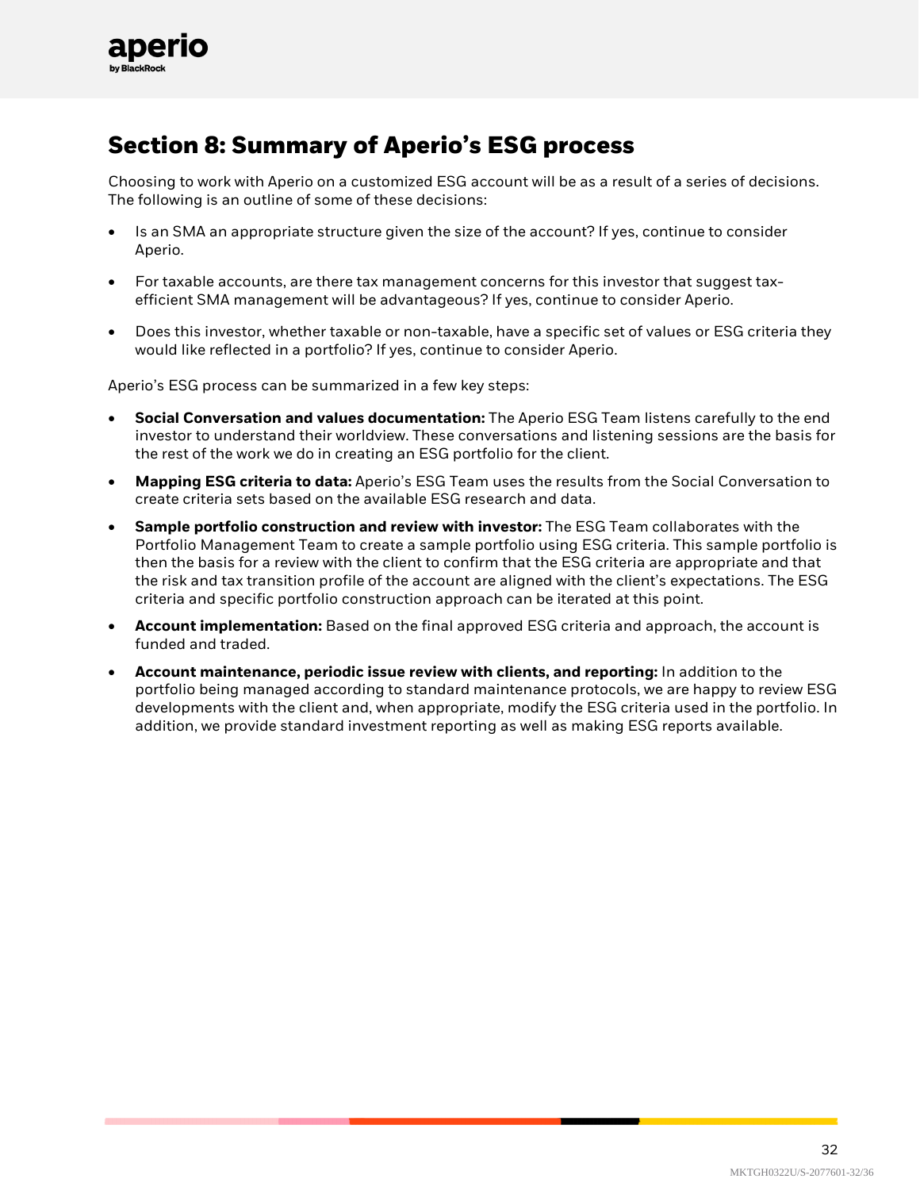# Section 8: Summary of Aperio's ESG process

Choosing to work with Aperio on a customized ESG account will be as a result of a series of decisions. The following is an outline of some of these decisions:

- Is an SMA an appropriate structure given the size of the account? If yes, continue to consider Aperio.
- For taxable accounts, are there tax management concerns for this investor that suggest tax-efficient SMA management will be advantageous? If yes, continue to consider Aperio.
- Does this investor, whether taxable or non-taxable, have a specific set of values or ESG criteria they would like reflected in a portfolio? If yes, continue to consider Aperio.

Aperio's ESG process can be summarized in a few key steps:

- **Social Conversation and values documentation:** The Aperio ESG Team listens carefully to the end investor to understand their worldview. These conversations and listening sessions are the basis for the rest of the work we do in creating an ESG portfolio for the client.
- **Mapping ESG criteria to data:** Aperio's ESG Team uses the results from the Social Conversation to create criteria sets based on the available ESG research and data.
- **Sample portfolio construction and review with investor:** The ESG Team collaborates with the Portfolio Management Team to create a sample portfolio using ESG criteria. This sample portfolio is then the basis for a review with the client to confirm that the ESG criteria are appropriate and that the risk and tax transition profile of the account are aligned with the client's expectations. The ESG criteria and specific portfolio construction approach can be iterated at this point.
- **Account implementation:** Based on the final approved ESG criteria and approach, the account is funded and traded.
- **Account maintenance, periodic issue review with clients, and reporting:** In addition to the portfolio being managed according to standard maintenance protocols, we are happy to review ESG developments with the client and, when appropriate, modify the ESG criteria used in the portfolio. In addition, we provide standard investment reporting as well as making ESG reports available.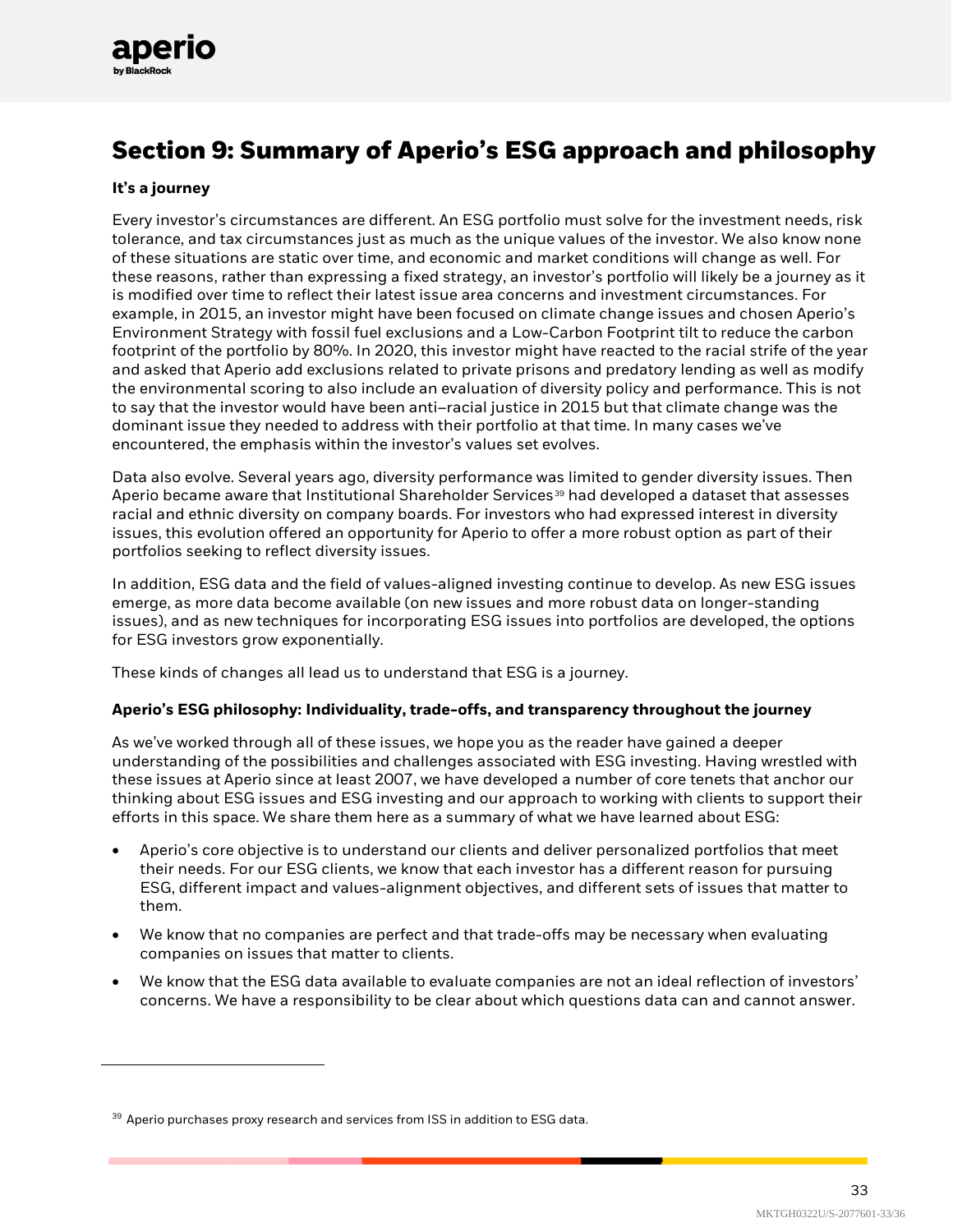# Section 9: Summary of Aperio's ESG approach and philosophy

**It's a journey**

Every investor's circumstances are different. An ESG portfolio must solve for the investment needs, risk tolerance, and tax circumstances just as much as the unique values of the investor. We also know none of these situations are static over time, and economic and market conditions will change as well. For these reasons, rather than expressing a fixed strategy, an investor's portfolio will likely be a journey as it is modified over time to reflect their latest issue area concerns and investment circumstances. For example, in 2015, an investor might have been focused on climate change issues and chosen Aperio's Environment Strategy with fossil fuel exclusions and a Low-Carbon Footprint tilt to reduce the carbon footprint of the portfolio by 80%. In 2020, this investor might have reacted to the racial strife of the year and asked that Aperio add exclusions related to private prisons and predatory lending as well as modify the environmental scoring to also include an evaluation of diversity policy and performance. This is not to say that the investor would have been anti–racial justice in 2015 but that climate change was the dominant issue they needed to address with their portfolio at that time. In many cases we've encountered, the emphasis within the investor's values set evolves.

Data also evolve. Several years ago, diversity performance was limited to gender diversity issues. Then Aperio became aware that Institutional Shareholder Services[39] had developed a dataset that assesses racial and ethnic diversity on company boards. For investors who had expressed interest in diversity issues, this evolution offered an opportunity for Aperio to offer a more robust option as part of their portfolios seeking to reflect diversity issues.

In addition, ESG data and the field of values-aligned investing continue to develop. As new ESG issues emerge, as more data become available (on new issues and more robust data on longer-standing issues), and as new techniques for incorporating ESG issues into portfolios are developed, the options for ESG investors grow exponentially.

These kinds of changes all lead us to understand that ESG is a journey.

**Aperio's ESG philosophy: Individuality, trade-offs, and transparency throughout the journey**

As we've worked through all of these issues, we hope you as the reader have gained a deeper understanding of the possibilities and challenges associated with ESG investing. Having wrestled with these issues at Aperio since at least 2007, we have developed a number of core tenets that anchor our thinking about ESG issues and ESG investing and our approach to working with clients to support their efforts in this space. We share them here as a summary of what we have learned about ESG:

- Aperio's core objective is to understand our clients and deliver personalized portfolios that meet their needs. For our ESG clients, we know that each investor has a different reason for pursuing ESG, different impact and values-alignment objectives, and different sets of issues that matter to them.
- We know that no companies are perfect and that trade-offs may be necessary when evaluating companies on issues that matter to clients.
- We know that the ESG data available to evaluate companies are not an ideal reflection of investors' concerns. We have a responsibility to be clear about which questions data can and cannot answer.

---

[39] Aperio purchases proxy research and services from ISS in addition to ESG data.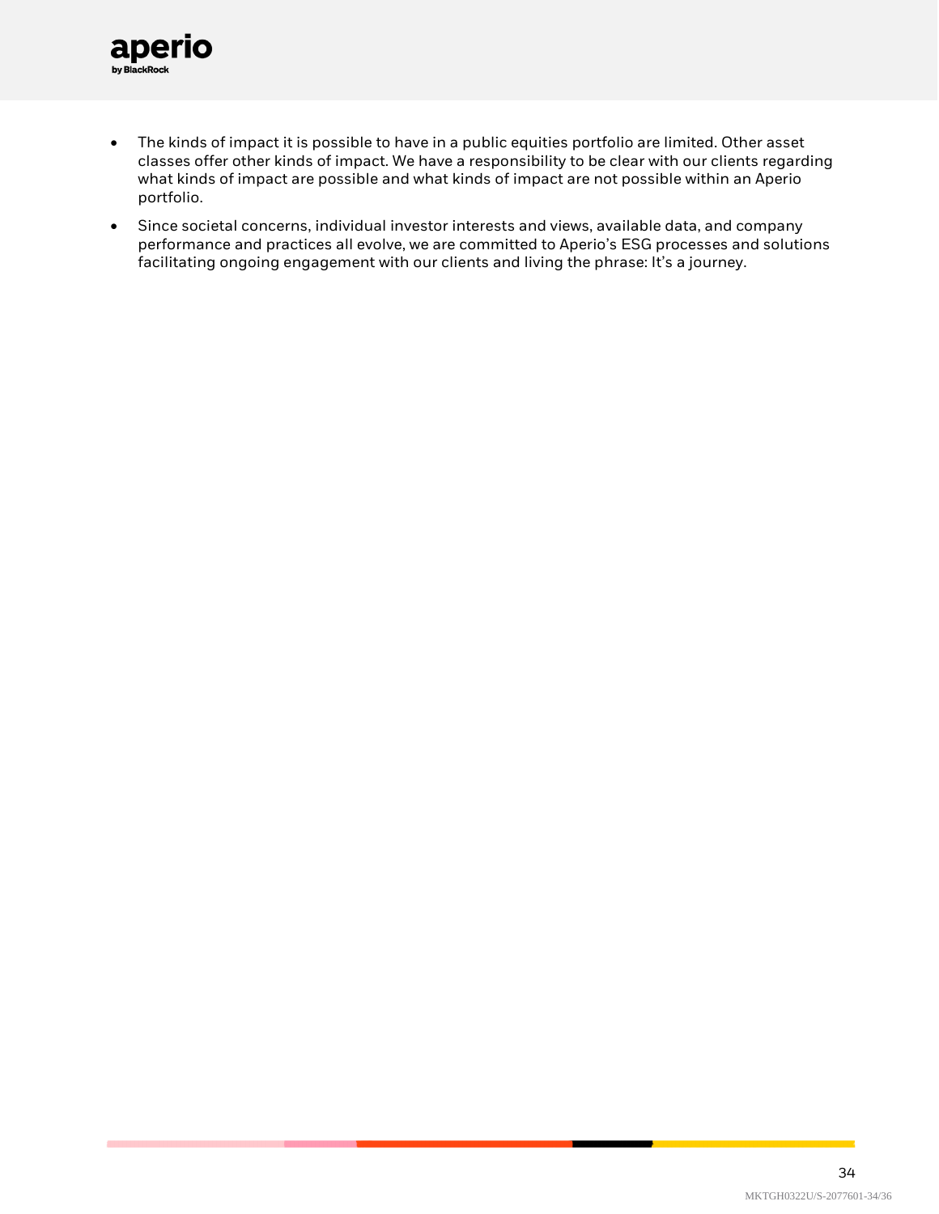- The kinds of impact it is possible to have in a public equities portfolio are limited. Other asset classes offer other kinds of impact. We have a responsibility to be clear with our clients regarding what kinds of impact are possible and what kinds of impact are not possible within an Aperio portfolio.
- Since societal concerns, individual investor interests and views, available data, and company performance and practices all evolve, we are committed to Aperio's ESG processes and solutions facilitating ongoing engagement with our clients and living the phrase: It's a journey.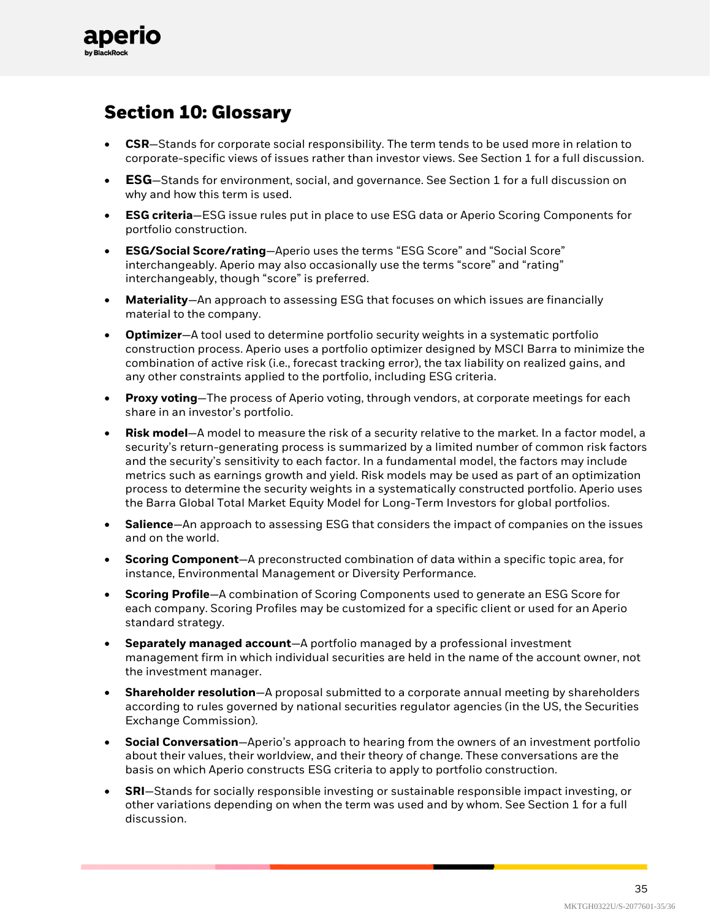## Section 10: Glossary

- **CSR**—Stands for corporate social responsibility. The term tends to be used more in relation to corporate-specific views of issues rather than investor views. See Section 1 for a full discussion.
- **ESG**—Stands for environment, social, and governance. See Section 1 for a full discussion on why and how this term is used.
- **ESG criteria**—ESG issue rules put in place to use ESG data or Aperio Scoring Components for portfolio construction.
- **ESG/Social Score/rating**—Aperio uses the terms "ESG Score" and "Social Score" interchangeably. Aperio may also occasionally use the terms "score" and "rating" interchangeably, though "score" is preferred.
- **Materiality**—An approach to assessing ESG that focuses on which issues are financially material to the company.
- **Optimizer**—A tool used to determine portfolio security weights in a systematic portfolio construction process. Aperio uses a portfolio optimizer designed by MSCI Barra to minimize the combination of active risk (i.e., forecast tracking error), the tax liability on realized gains, and any other constraints applied to the portfolio, including ESG criteria.
- **Proxy voting**—The process of Aperio voting, through vendors, at corporate meetings for each share in an investor's portfolio.
- **Risk model**—A model to measure the risk of a security relative to the market. In a factor model, a security's return-generating process is summarized by a limited number of common risk factors and the security's sensitivity to each factor. In a fundamental model, the factors may include metrics such as earnings growth and yield. Risk models may be used as part of an optimization process to determine the security weights in a systematically constructed portfolio. Aperio uses the Barra Global Total Market Equity Model for Long-Term Investors for global portfolios.
- **Salience**—An approach to assessing ESG that considers the impact of companies on the issues and on the world.
- **Scoring Component**—A preconstructed combination of data within a specific topic area, for instance, Environmental Management or Diversity Performance.
- **Scoring Profile**—A combination of Scoring Components used to generate an ESG Score for each company. Scoring Profiles may be customized for a specific client or used for an Aperio standard strategy.
- **Separately managed account**—A portfolio managed by a professional investment management firm in which individual securities are held in the name of the account owner, not the investment manager.
- **Shareholder resolution**—A proposal submitted to a corporate annual meeting by shareholders according to rules governed by national securities regulator agencies (in the US, the Securities Exchange Commission).
- **Social Conversation**—Aperio's approach to hearing from the owners of an investment portfolio about their values, their worldview, and their theory of change. These conversations are the basis on which Aperio constructs ESG criteria to apply to portfolio construction.
- **SRI**—Stands for socially responsible investing or sustainable responsible impact investing, or other variations depending on when the term was used and by whom. See Section 1 for a full discussion.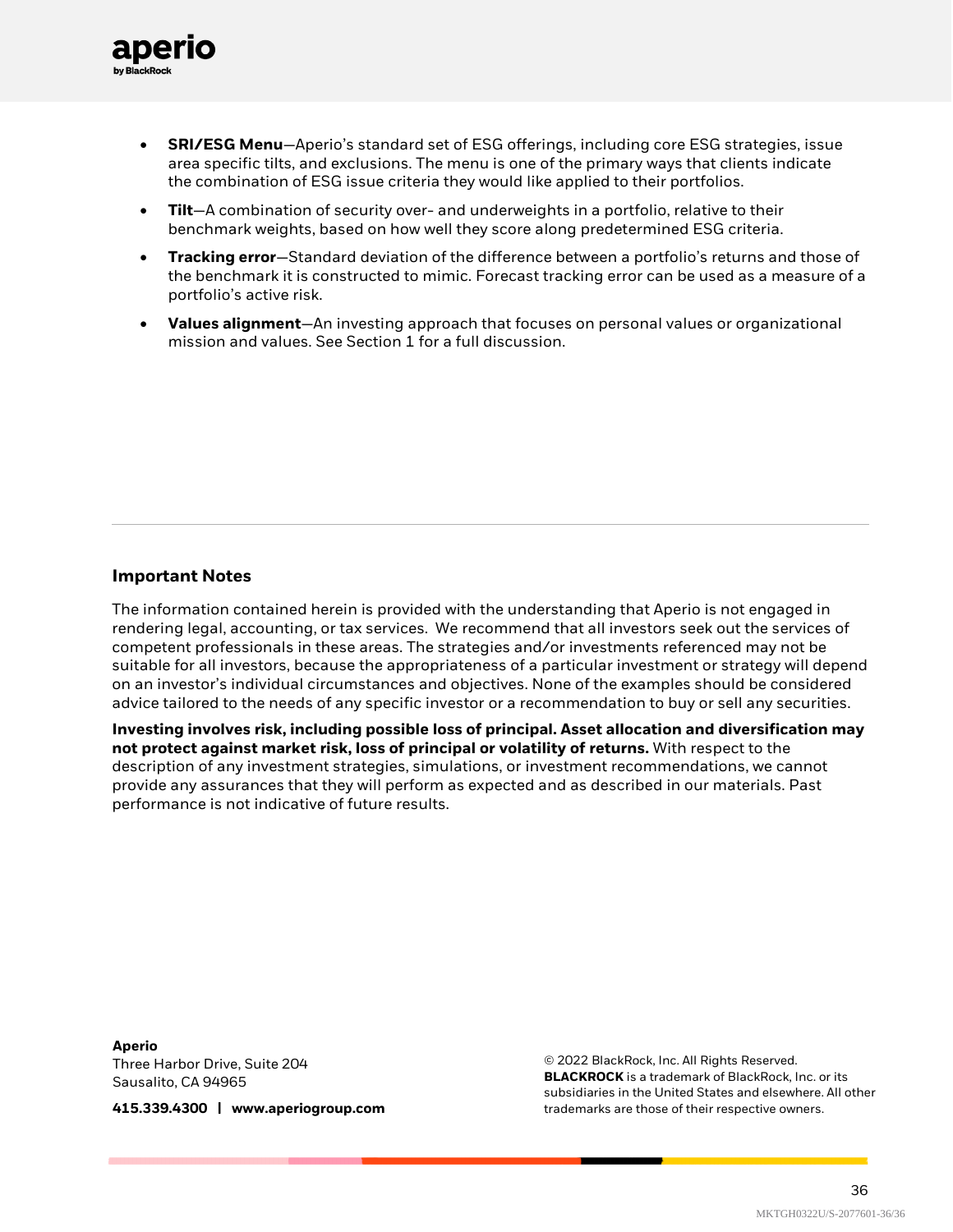- **SRI/ESG Menu**—Aperio's standard set of ESG offerings, including core ESG strategies, issue area specific tilts, and exclusions. The menu is one of the primary ways that clients indicate the combination of ESG issue criteria they would like applied to their portfolios.
- **Tilt**—A combination of security over- and underweights in a portfolio, relative to their benchmark weights, based on how well they score along predetermined ESG criteria.
- **Tracking error**—Standard deviation of the difference between a portfolio's returns and those of the benchmark it is constructed to mimic. Forecast tracking error can be used as a measure of a portfolio's active risk.
- **Values alignment**—An investing approach that focuses on personal values or organizational mission and values. See Section 1 for a full discussion.

---

### Important Notes

The information contained herein is provided with the understanding that Aperio is not engaged in rendering legal, accounting, or tax services. We recommend that all investors seek out the services of competent professionals in these areas. The strategies and/or investments referenced may not be suitable for all investors, because the appropriateness of a particular investment or strategy will depend on an investor's individual circumstances and objectives. None of the examples should be considered advice tailored to the needs of any specific investor or a recommendation to buy or sell any securities.

**Investing involves risk, including possible loss of principal. Asset allocation and diversification may not protect against market risk, loss of principal or volatility of returns.** With respect to the description of any investment strategies, simulations, or investment recommendations, we cannot provide any assurances that they will perform as expected and as described in our materials. Past performance is not indicative of future results.

**Aperio**
Three Harbor Drive, Suite 204
Sausalito, CA 94965

**415.339.4300 | www.aperiogroup.com**

© 2022 BlackRock, Inc. All Rights Reserved. **BLACKROCK** is a trademark of BlackRock, Inc. or its subsidiaries in the United States and elsewhere. All other trademarks are those of their respective owners.

MKTGH0322U/S-2077601-36/36